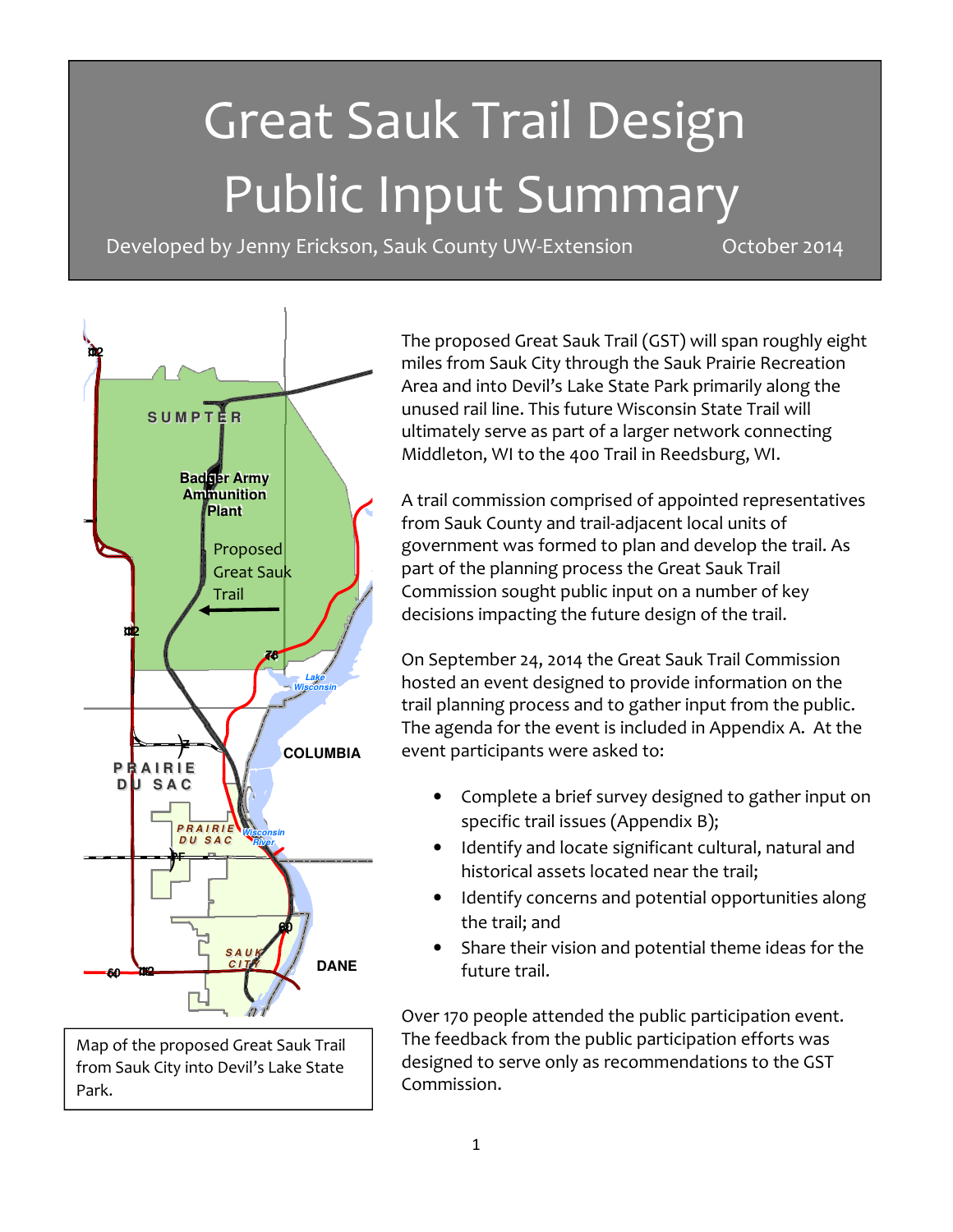# Great Sauk Trail Design Public Input Summary

Developed by Jenny Erickson, Sauk County UW-Extension October 2014

Map of the proposed Great Sauk Trail from Sauk City into Devil's Lake State Park.

The proposed Great Sauk Trail (GST) will span roughly eight miles from Sauk City through the Sauk Prairie Recreation Area and into Devil's Lake State Park primarily along the unused rail line. This future Wisconsin State Trail will ultimately serve as part of a larger network connecting Middleton, WI to the 400 Trail in Reedsburg, WI.

A trail commission comprised of appointed representatives from Sauk County and trail-adjacent local units of government was formed to plan and develop the trail. As part of the planning process the Great Sauk Trail Commission sought public input on a number of key decisions impacting the future design of the trail.

On September 24, 2014 the Great Sauk Trail Commission hosted an event designed to provide information on the trail planning process and to gather input from the public. The agenda for the event is included in Appendix A. At the event participants were asked to:

- Complete a brief survey designed to gather input on specific trail issues (Appendix B);
- Identify and locate significant cultural, natural and historical assets located near the trail;
- Identify concerns and potential opportunities along the trail; and
- Share their vision and potential theme ideas for the future trail.

Over 170 people attended the public participation event. The feedback from the public participation efforts was designed to serve only as recommendations to the GST Commission.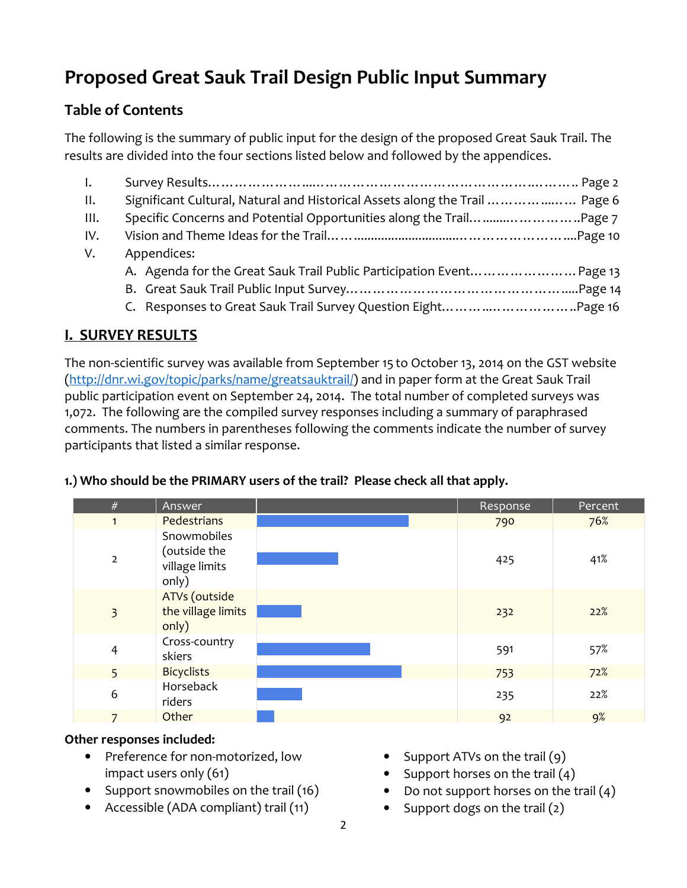# Proposed Great Sauk Trail Design Public Input Summary

## Table of Contents

The following is the summary of public input for the design of the proposed Great Sauk Trail. The results are divided into the four sections listed below and followed by the appendices.

I. Survey Results……………………....………………………………………..……….. Page 2
II. Significant Cultural, Natural and Historical Assets along the Trail ……………....…. Page 6
III. Specific Concerns and Potential Opportunities along the Trail……........……………..Page 7
IV. Vision and Theme Ideas for the Trail……..............................……………………....Page 10
V. Appendices:
   A. Agenda for the Great Sauk Trail Public Participation Event………………….. Page 13
   B. Great Sauk Trail Public Input Survey…………………………………………….....Page 14
   C. Responses to Great Sauk Trail Survey Question Eight…………....………………..Page 16

## I. SURVEY RESULTS

The non-scientific survey was available from September 15 to October 13, 2014 on the GST website (http://dnr.wi.gov/topic/parks/name/greatsauktrail/) and in paper form at the Great Sauk Trail public participation event on September 24, 2014. The total number of completed surveys was 1,072. The following are the compiled survey responses including a summary of paraphrased comments. The numbers in parentheses following the comments indicate the number of survey participants that listed a similar response.

**1.) Who should be the PRIMARY users of the trail? Please check all that apply.**

| # | Answer | | Response | Percent |
|---|---|---|---|---|
| 1 | Pedestrians | | 790 | 76% |
| 2 | Snowmobiles (outside the village limits only) | | 425 | 41% |
| 3 | ATVs (outside the village limits only) | | 232 | 22% |
| 4 | Cross-country skiers | | 591 | 57% |
| 5 | Bicyclists | | 753 | 72% |
| 6 | Horseback riders | | 235 | 22% |
| 7 | Other | | 92 | 9% |

**Other responses included:**

- Preference for non-motorized, low impact users only (61)
- Support snowmobiles on the trail (16)
- Accessible (ADA compliant) trail (11)
- Support ATVs on the trail (9)
- Support horses on the trail (4)
- Do not support horses on the trail (4)
- Support dogs on the trail (2)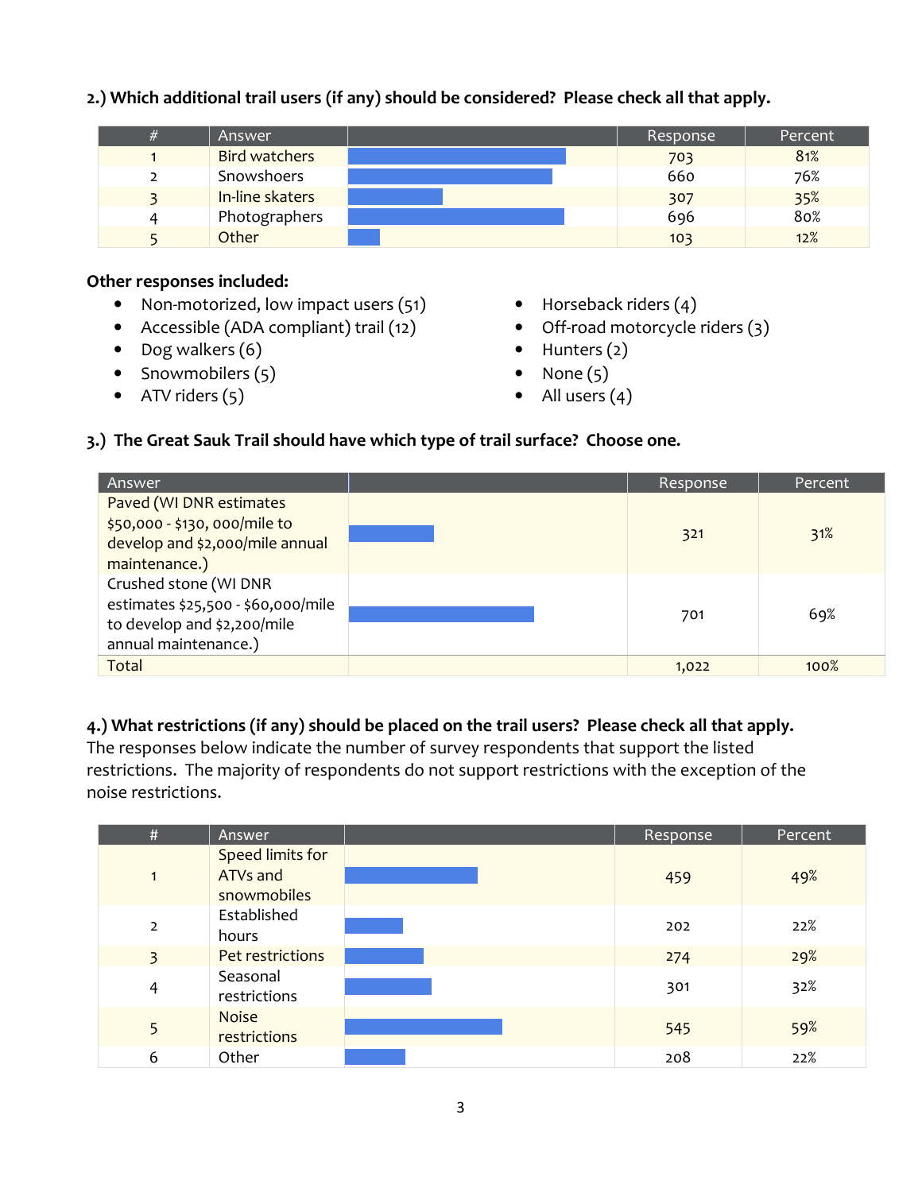**2.) Which additional trail users (if any) should be considered? Please check all that apply.**

| # | Answer | | Response | Percent |
|---|---|---|---|---|
| 1 | Bird watchers | | 703 | 81% |
| 2 | Snowshoers | | 660 | 76% |
| 3 | In-line skaters | | 307 | 35% |
| 4 | Photographers | | 696 | 80% |
| 5 | Other | | 103 | 12% |

**Other responses included:**

- Non-motorized, low impact users (51)
- Accessible (ADA compliant) trail (12)
- Dog walkers (6)
- Snowmobilers (5)
- ATV riders (5)
- Horseback riders (4)
- Off-road motorcycle riders (3)
- Hunters (2)
- None (5)
- All users (4)

**3.) The Great Sauk Trail should have which type of trail surface? Choose one.**

| Answer | | Response | Percent |
|---|---|---|---|
| Paved (WI DNR estimates $50,000 - $130, 000/mile to develop and $2,000/mile annual maintenance.) | | 321 | 31% |
| Crushed stone (WI DNR estimates $25,500 - $60,000/mile to develop and $2,200/mile annual maintenance.) | | 701 | 69% |
| Total | | 1,022 | 100% |

**4.) What restrictions (if any) should be placed on the trail users? Please check all that apply.**
The responses below indicate the number of survey respondents that support the listed restrictions. The majority of respondents do not support restrictions with the exception of the noise restrictions.

| # | Answer | | Response | Percent |
|---|---|---|---|---|
| 1 | Speed limits for ATVs and snowmobiles | | 459 | 49% |
| 2 | Established hours | | 202 | 22% |
| 3 | Pet restrictions | | 274 | 29% |
| 4 | Seasonal restrictions | | 301 | 32% |
| 5 | Noise restrictions | | 545 | 59% |
| 6 | Other | | 208 | 22% |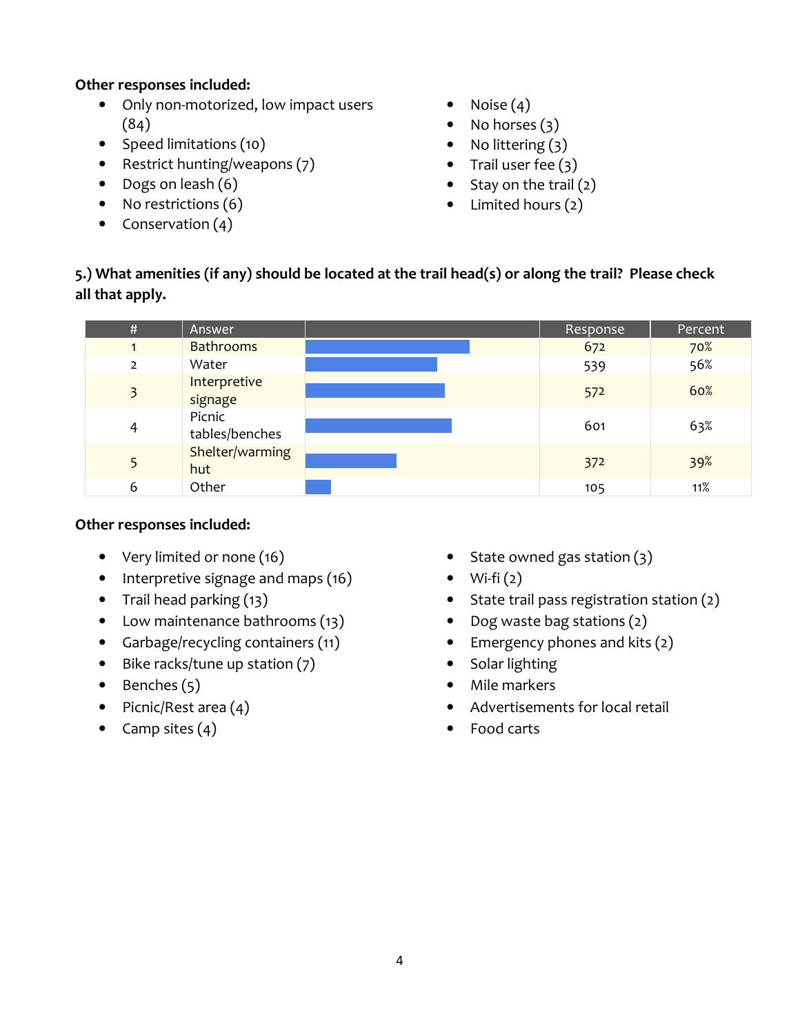**Other responses included:**

- Only non-motorized, low impact users (84)
- Speed limitations (10)
- Restrict hunting/weapons (7)
- Dogs on leash (6)
- No restrictions (6)
- Conservation (4)
- Noise (4)
- No horses (3)
- No littering (3)
- Trail user fee (3)
- Stay on the trail (2)
- Limited hours (2)

**5.) What amenities (if any) should be located at the trail head(s) or along the trail? Please check all that apply.**

| # | Answer | | Response | Percent |
|---|---|---|---|---|
| 1 | Bathrooms | | 672 | 70% |
| 2 | Water | | 539 | 56% |
| 3 | Interpretive signage | | 572 | 60% |
| 4 | Picnic tables/benches | | 601 | 63% |
| 5 | Shelter/warming hut | | 372 | 39% |
| 6 | Other | | 105 | 11% |

**Other responses included:**

- Very limited or none (16)
- Interpretive signage and maps (16)
- Trail head parking (13)
- Low maintenance bathrooms (13)
- Garbage/recycling containers (11)
- Bike racks/tune up station (7)
- Benches (5)
- Picnic/Rest area (4)
- Camp sites (4)
- State owned gas station (3)
- Wi-fi (2)
- State trail pass registration station (2)
- Dog waste bag stations (2)
- Emergency phones and kits (2)
- Solar lighting
- Mile markers
- Advertisements for local retail
- Food carts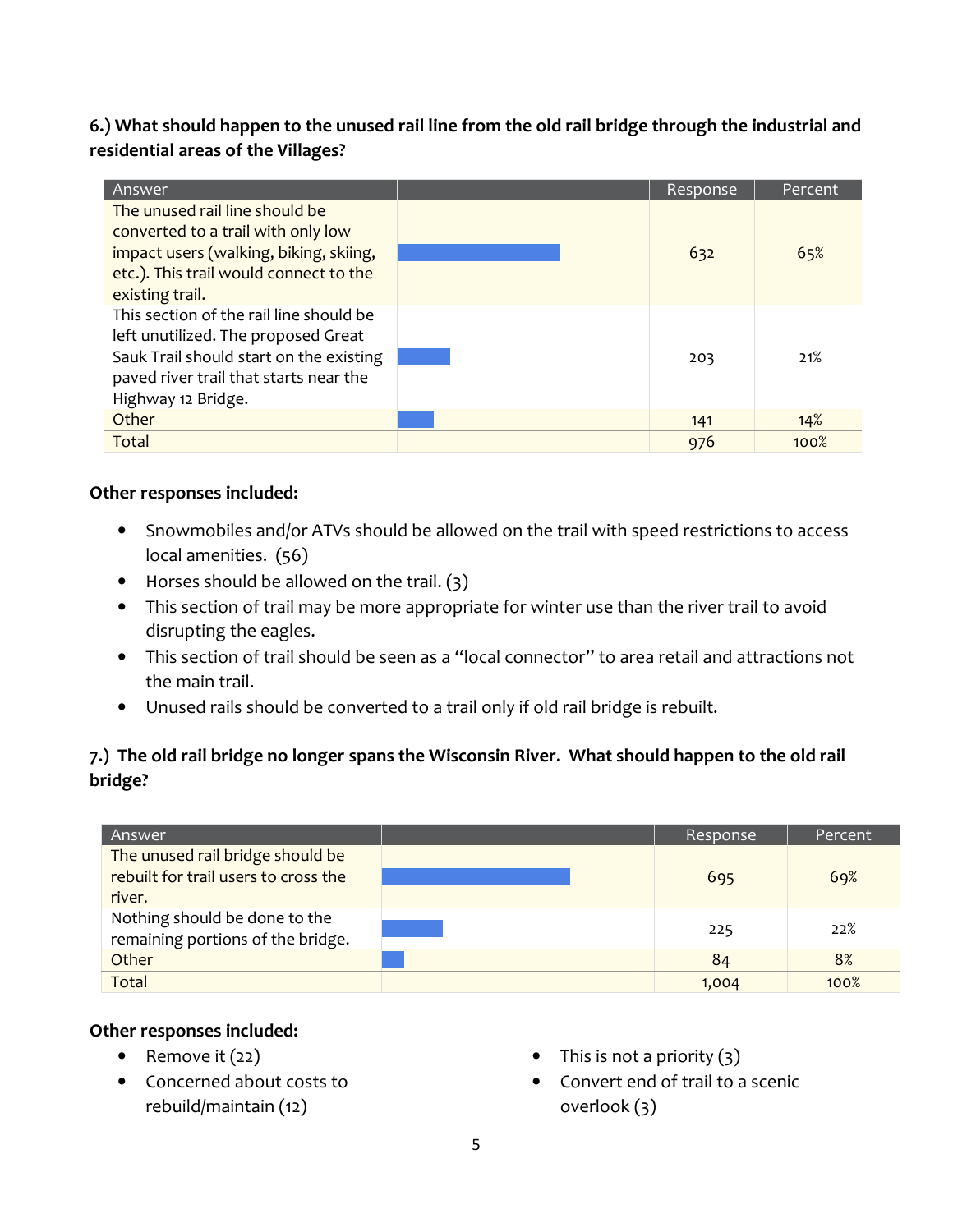**6.) What should happen to the unused rail line from the old rail bridge through the industrial and residential areas of the Villages?**

| Answer | | Response | Percent |
|---|---|---|---|
| The unused rail line should be converted to a trail with only low impact users (walking, biking, skiing, etc.). This trail would connect to the existing trail. | | 632 | 65% |
| This section of the rail line should be left unutilized. The proposed Great Sauk Trail should start on the existing paved river trail that starts near the Highway 12 Bridge. | | 203 | 21% |
| Other | | 141 | 14% |
| Total | | 976 | 100% |

**Other responses included:**

- Snowmobiles and/or ATVs should be allowed on the trail with speed restrictions to access local amenities. (56)
- Horses should be allowed on the trail. (3)
- This section of trail may be more appropriate for winter use than the river trail to avoid disrupting the eagles.
- This section of trail should be seen as a "local connector" to area retail and attractions not the main trail.
- Unused rails should be converted to a trail only if old rail bridge is rebuilt.

**7.) The old rail bridge no longer spans the Wisconsin River. What should happen to the old rail bridge?**

| Answer | | Response | Percent |
|---|---|---|---|
| The unused rail bridge should be rebuilt for trail users to cross the river. | | 695 | 69% |
| Nothing should be done to the remaining portions of the bridge. | | 225 | 22% |
| Other | | 84 | 8% |
| Total | | 1,004 | 100% |

**Other responses included:**

- Remove it (22)
- Concerned about costs to rebuild/maintain (12)
- This is not a priority (3)
- Convert end of trail to a scenic overlook (3)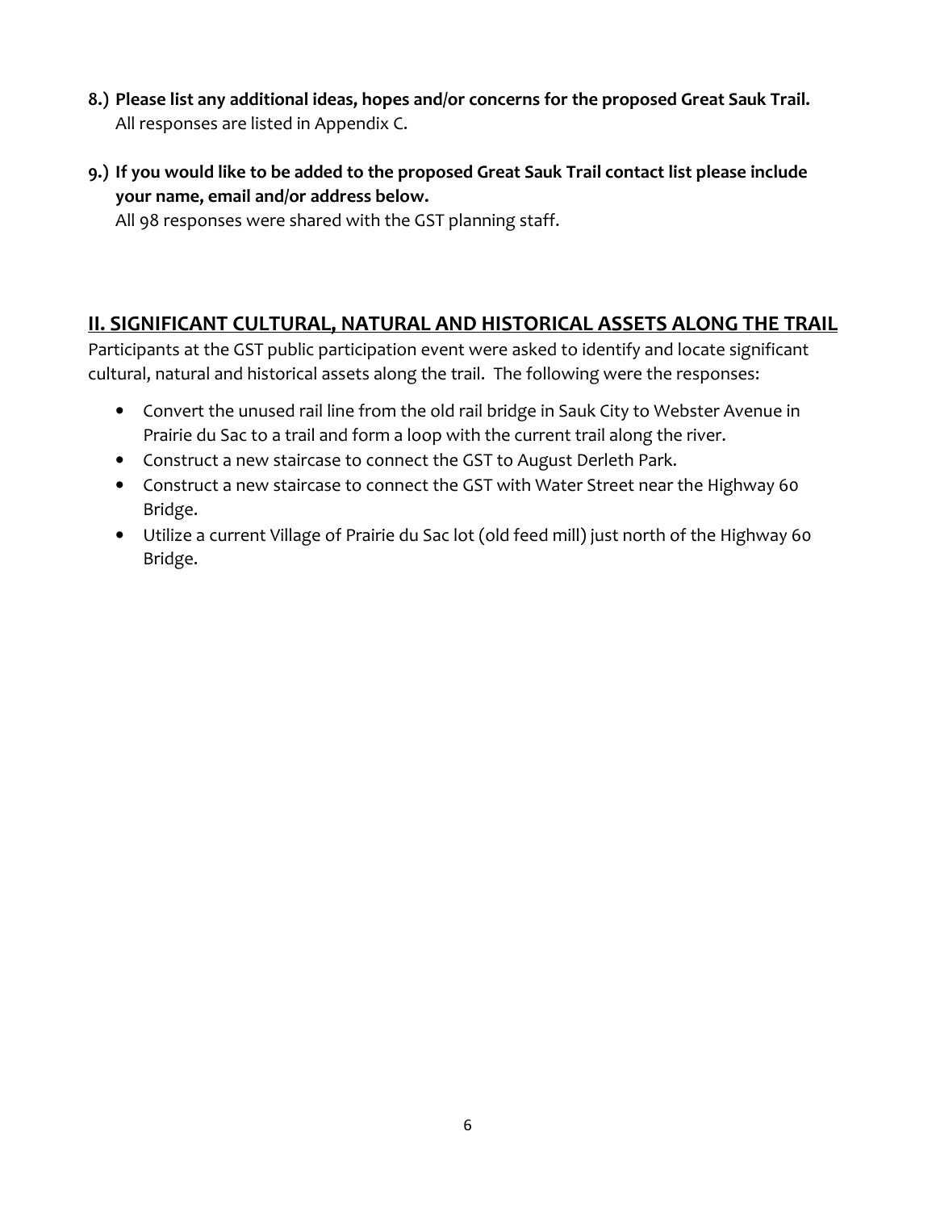8.) **Please list any additional ideas, hopes and/or concerns for the proposed Great Sauk Trail.**
All responses are listed in Appendix C.

9.) **If you would like to be added to the proposed Great Sauk Trail contact list please include your name, email and/or address below.**
All 98 responses were shared with the GST planning staff.

## II. SIGNIFICANT CULTURAL, NATURAL AND HISTORICAL ASSETS ALONG THE TRAIL

Participants at the GST public participation event were asked to identify and locate significant cultural, natural and historical assets along the trail. The following were the responses:

- Convert the unused rail line from the old rail bridge in Sauk City to Webster Avenue in Prairie du Sac to a trail and form a loop with the current trail along the river.
- Construct a new staircase to connect the GST to August Derleth Park.
- Construct a new staircase to connect the GST with Water Street near the Highway 60 Bridge.
- Utilize a current Village of Prairie du Sac lot (old feed mill) just north of the Highway 60 Bridge.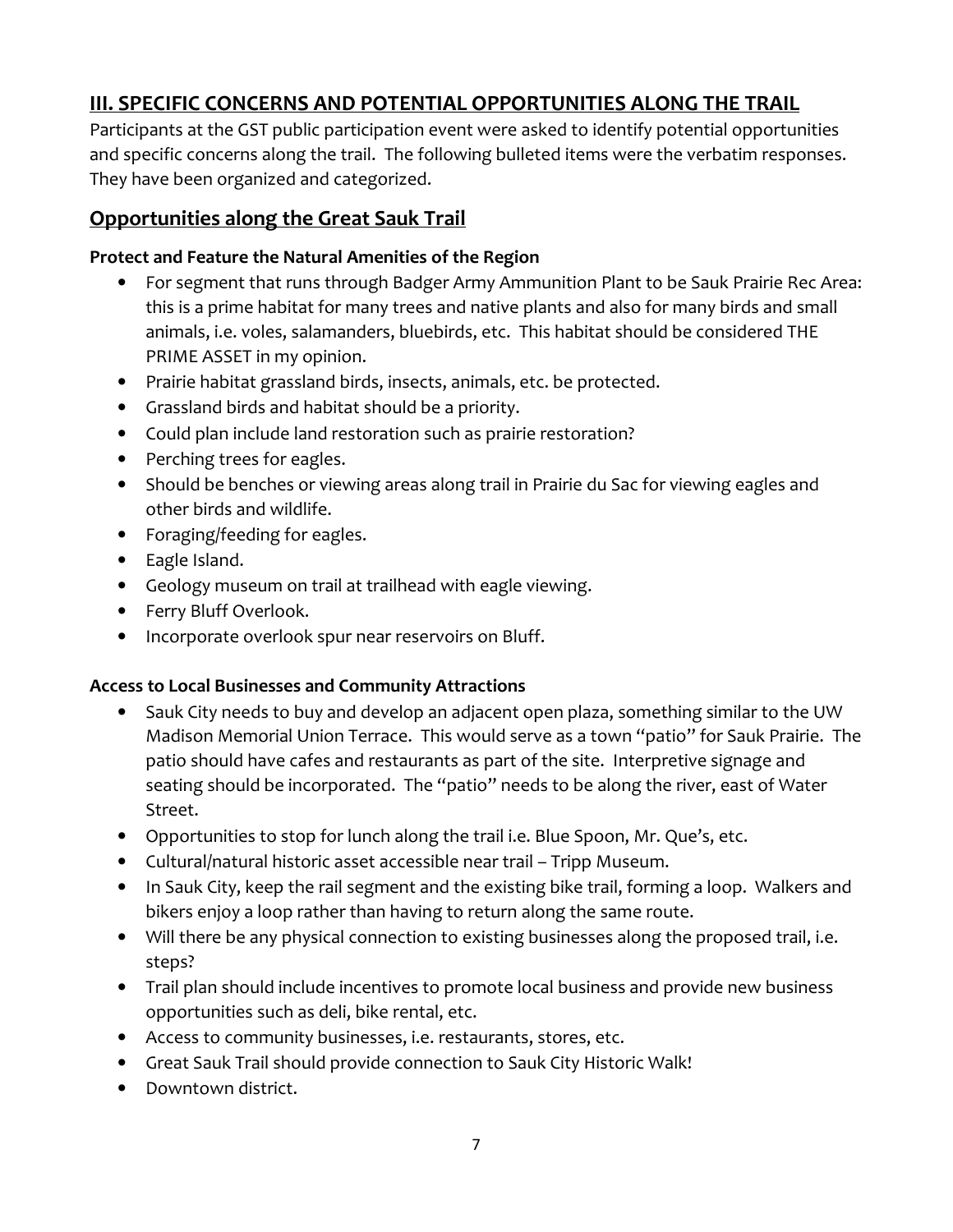## III. SPECIFIC CONCERNS AND POTENTIAL OPPORTUNITIES ALONG THE TRAIL

Participants at the GST public participation event were asked to identify potential opportunities and specific concerns along the trail. The following bulleted items were the verbatim responses. They have been organized and categorized.

## Opportunities along the Great Sauk Trail

### Protect and Feature the Natural Amenities of the Region

- For segment that runs through Badger Army Ammunition Plant to be Sauk Prairie Rec Area: this is a prime habitat for many trees and native plants and also for many birds and small animals, i.e. voles, salamanders, bluebirds, etc. This habitat should be considered THE PRIME ASSET in my opinion.
- Prairie habitat grassland birds, insects, animals, etc. be protected.
- Grassland birds and habitat should be a priority.
- Could plan include land restoration such as prairie restoration?
- Perching trees for eagles.
- Should be benches or viewing areas along trail in Prairie du Sac for viewing eagles and other birds and wildlife.
- Foraging/feeding for eagles.
- Eagle Island.
- Geology museum on trail at trailhead with eagle viewing.
- Ferry Bluff Overlook.
- Incorporate overlook spur near reservoirs on Bluff.

### Access to Local Businesses and Community Attractions

- Sauk City needs to buy and develop an adjacent open plaza, something similar to the UW Madison Memorial Union Terrace. This would serve as a town "patio" for Sauk Prairie. The patio should have cafes and restaurants as part of the site. Interpretive signage and seating should be incorporated. The "patio" needs to be along the river, east of Water Street.
- Opportunities to stop for lunch along the trail i.e. Blue Spoon, Mr. Que's, etc.
- Cultural/natural historic asset accessible near trail – Tripp Museum.
- In Sauk City, keep the rail segment and the existing bike trail, forming a loop. Walkers and bikers enjoy a loop rather than having to return along the same route.
- Will there be any physical connection to existing businesses along the proposed trail, i.e. steps?
- Trail plan should include incentives to promote local business and provide new business opportunities such as deli, bike rental, etc.
- Access to community businesses, i.e. restaurants, stores, etc.
- Great Sauk Trail should provide connection to Sauk City Historic Walk!
- Downtown district.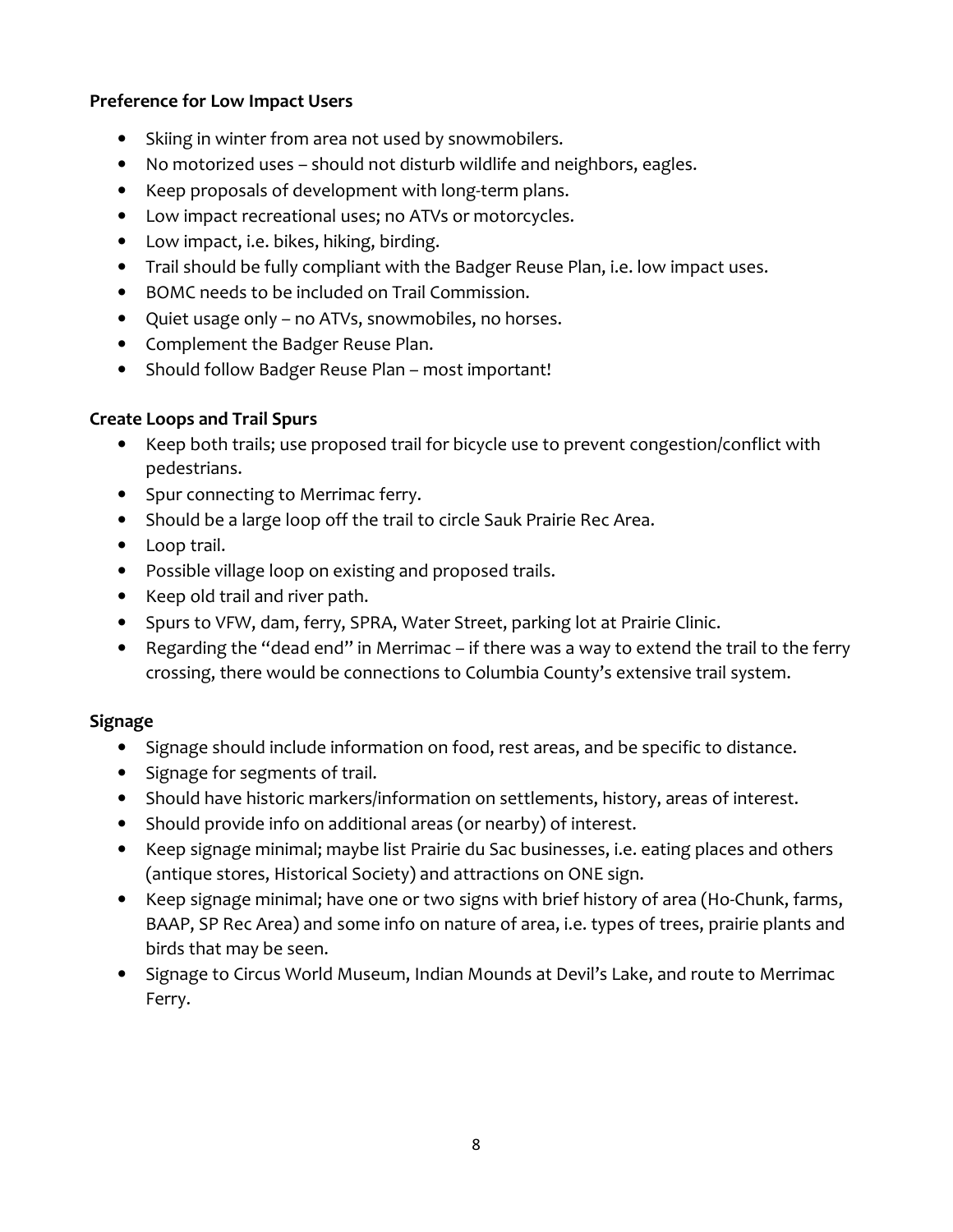**Preference for Low Impact Users**

- Skiing in winter from area not used by snowmobilers.
- No motorized uses – should not disturb wildlife and neighbors, eagles.
- Keep proposals of development with long-term plans.
- Low impact recreational uses; no ATVs or motorcycles.
- Low impact, i.e. bikes, hiking, birding.
- Trail should be fully compliant with the Badger Reuse Plan, i.e. low impact uses.
- BOMC needs to be included on Trail Commission.
- Quiet usage only – no ATVs, snowmobiles, no horses.
- Complement the Badger Reuse Plan.
- Should follow Badger Reuse Plan – most important!

**Create Loops and Trail Spurs**

- Keep both trails; use proposed trail for bicycle use to prevent congestion/conflict with pedestrians.
- Spur connecting to Merrimac ferry.
- Should be a large loop off the trail to circle Sauk Prairie Rec Area.
- Loop trail.
- Possible village loop on existing and proposed trails.
- Keep old trail and river path.
- Spurs to VFW, dam, ferry, SPRA, Water Street, parking lot at Prairie Clinic.
- Regarding the "dead end" in Merrimac – if there was a way to extend the trail to the ferry crossing, there would be connections to Columbia County's extensive trail system.

**Signage**

- Signage should include information on food, rest areas, and be specific to distance.
- Signage for segments of trail.
- Should have historic markers/information on settlements, history, areas of interest.
- Should provide info on additional areas (or nearby) of interest.
- Keep signage minimal; maybe list Prairie du Sac businesses, i.e. eating places and others (antique stores, Historical Society) and attractions on ONE sign.
- Keep signage minimal; have one or two signs with brief history of area (Ho-Chunk, farms, BAAP, SP Rec Area) and some info on nature of area, i.e. types of trees, prairie plants and birds that may be seen.
- Signage to Circus World Museum, Indian Mounds at Devil's Lake, and route to Merrimac Ferry.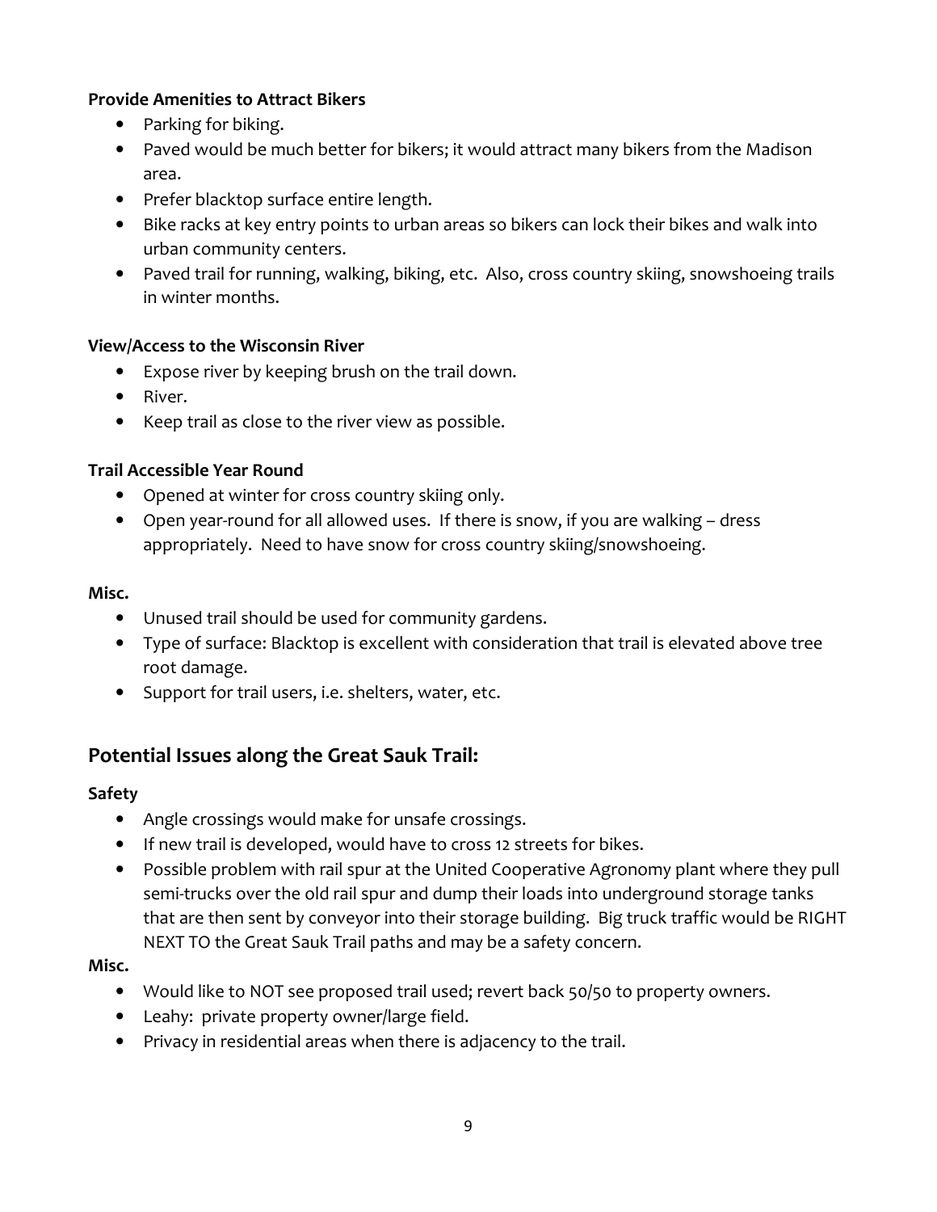**Provide Amenities to Attract Bikers**

- Parking for biking.
- Paved would be much better for bikers; it would attract many bikers from the Madison area.
- Prefer blacktop surface entire length.
- Bike racks at key entry points to urban areas so bikers can lock their bikes and walk into urban community centers.
- Paved trail for running, walking, biking, etc. Also, cross country skiing, snowshoeing trails in winter months.

**View/Access to the Wisconsin River**

- Expose river by keeping brush on the trail down.
- River.
- Keep trail as close to the river view as possible.

**Trail Accessible Year Round**

- Opened at winter for cross country skiing only.
- Open year-round for all allowed uses. If there is snow, if you are walking – dress appropriately. Need to have snow for cross country skiing/snowshoeing.

**Misc.**

- Unused trail should be used for community gardens.
- Type of surface: Blacktop is excellent with consideration that trail is elevated above tree root damage.
- Support for trail users, i.e. shelters, water, etc.

## Potential Issues along the Great Sauk Trail:

**Safety**

- Angle crossings would make for unsafe crossings.
- If new trail is developed, would have to cross 12 streets for bikes.
- Possible problem with rail spur at the United Cooperative Agronomy plant where they pull semi-trucks over the old rail spur and dump their loads into underground storage tanks that are then sent by conveyor into their storage building. Big truck traffic would be RIGHT NEXT TO the Great Sauk Trail paths and may be a safety concern.

**Misc.**

- Would like to NOT see proposed trail used; revert back 50/50 to property owners.
- Leahy: private property owner/large field.
- Privacy in residential areas when there is adjacency to the trail.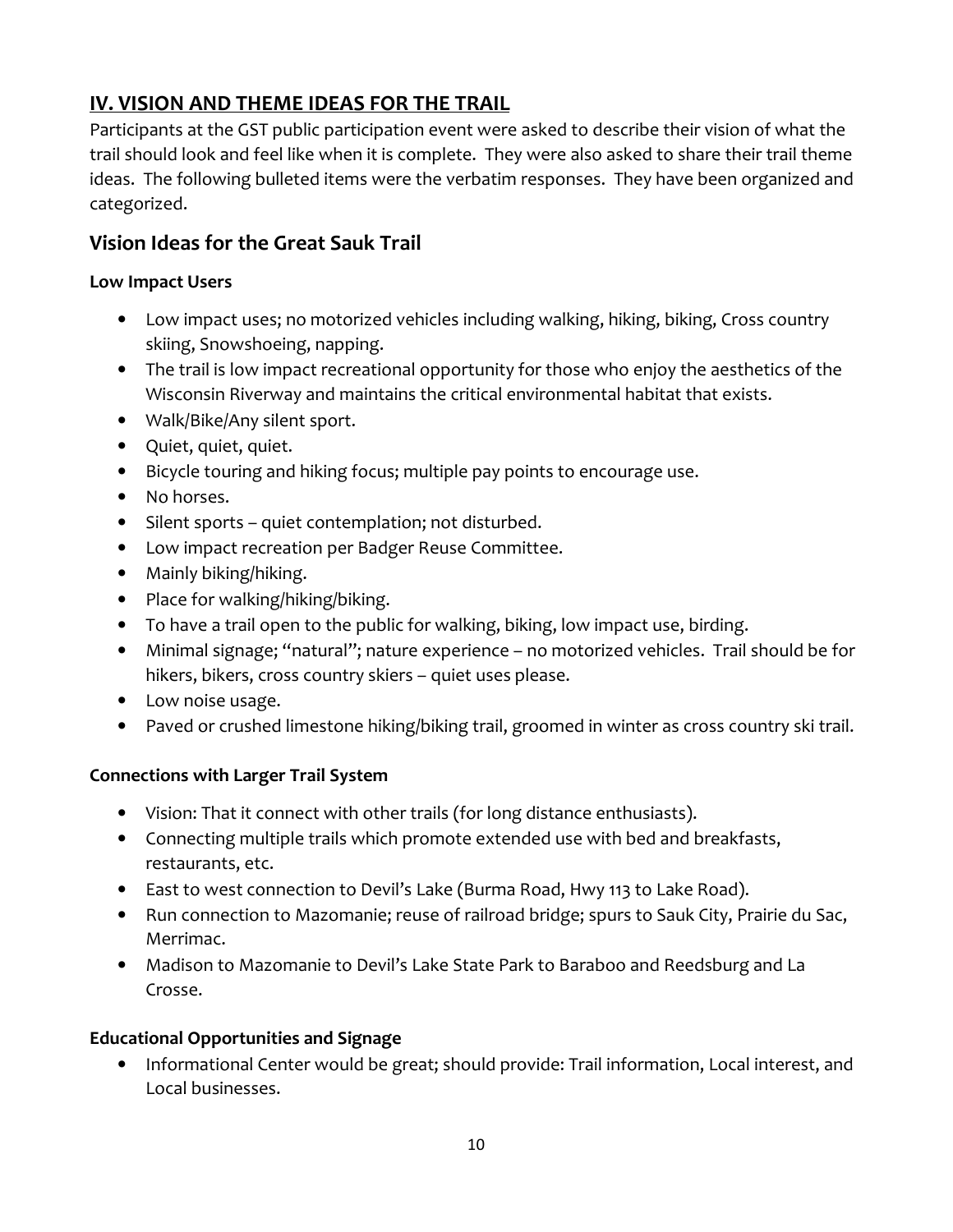## IV. VISION AND THEME IDEAS FOR THE TRAIL

Participants at the GST public participation event were asked to describe their vision of what the trail should look and feel like when it is complete. They were also asked to share their trail theme ideas. The following bulleted items were the verbatim responses. They have been organized and categorized.

### Vision Ideas for the Great Sauk Trail

#### Low Impact Users

- Low impact uses; no motorized vehicles including walking, hiking, biking, Cross country skiing, Snowshoeing, napping.
- The trail is low impact recreational opportunity for those who enjoy the aesthetics of the Wisconsin Riverway and maintains the critical environmental habitat that exists.
- Walk/Bike/Any silent sport.
- Quiet, quiet, quiet.
- Bicycle touring and hiking focus; multiple pay points to encourage use.
- No horses.
- Silent sports – quiet contemplation; not disturbed.
- Low impact recreation per Badger Reuse Committee.
- Mainly biking/hiking.
- Place for walking/hiking/biking.
- To have a trail open to the public for walking, biking, low impact use, birding.
- Minimal signage; "natural"; nature experience – no motorized vehicles. Trail should be for hikers, bikers, cross country skiers – quiet uses please.
- Low noise usage.
- Paved or crushed limestone hiking/biking trail, groomed in winter as cross country ski trail.

#### Connections with Larger Trail System

- Vision: That it connect with other trails (for long distance enthusiasts).
- Connecting multiple trails which promote extended use with bed and breakfasts, restaurants, etc.
- East to west connection to Devil's Lake (Burma Road, Hwy 113 to Lake Road).
- Run connection to Mazomanie; reuse of railroad bridge; spurs to Sauk City, Prairie du Sac, Merrimac.
- Madison to Mazomanie to Devil's Lake State Park to Baraboo and Reedsburg and La Crosse.

#### Educational Opportunities and Signage

- Informational Center would be great; should provide: Trail information, Local interest, and Local businesses.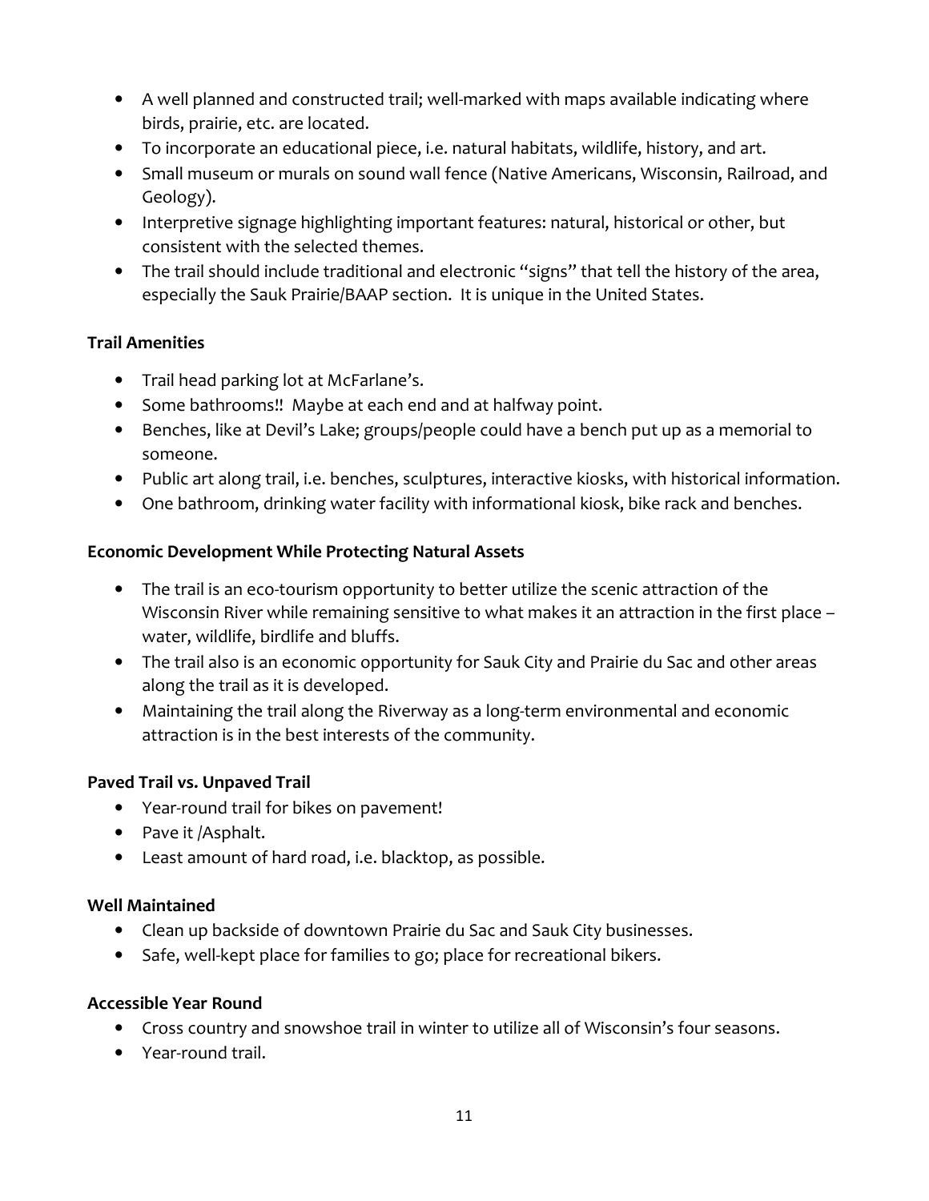- A well planned and constructed trail; well-marked with maps available indicating where birds, prairie, etc. are located.
- To incorporate an educational piece, i.e. natural habitats, wildlife, history, and art.
- Small museum or murals on sound wall fence (Native Americans, Wisconsin, Railroad, and Geology).
- Interpretive signage highlighting important features: natural, historical or other, but consistent with the selected themes.
- The trail should include traditional and electronic "signs" that tell the history of the area, especially the Sauk Prairie/BAAP section. It is unique in the United States.

**Trail Amenities**

- Trail head parking lot at McFarlane's.
- Some bathrooms!! Maybe at each end and at halfway point.
- Benches, like at Devil's Lake; groups/people could have a bench put up as a memorial to someone.
- Public art along trail, i.e. benches, sculptures, interactive kiosks, with historical information.
- One bathroom, drinking water facility with informational kiosk, bike rack and benches.

**Economic Development While Protecting Natural Assets**

- The trail is an eco-tourism opportunity to better utilize the scenic attraction of the Wisconsin River while remaining sensitive to what makes it an attraction in the first place – water, wildlife, birdlife and bluffs.
- The trail also is an economic opportunity for Sauk City and Prairie du Sac and other areas along the trail as it is developed.
- Maintaining the trail along the Riverway as a long-term environmental and economic attraction is in the best interests of the community.

**Paved Trail vs. Unpaved Trail**

- Year-round trail for bikes on pavement!
- Pave it /Asphalt.
- Least amount of hard road, i.e. blacktop, as possible.

**Well Maintained**

- Clean up backside of downtown Prairie du Sac and Sauk City businesses.
- Safe, well-kept place for families to go; place for recreational bikers.

**Accessible Year Round**

- Cross country and snowshoe trail in winter to utilize all of Wisconsin's four seasons.
- Year-round trail.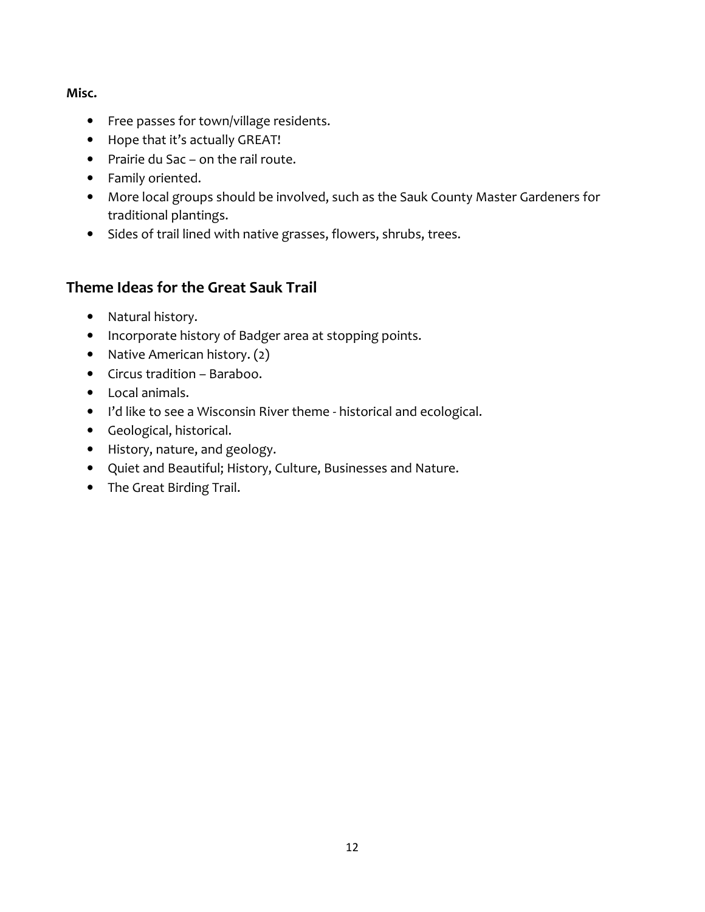**Misc.**

- Free passes for town/village residents.
- Hope that it's actually GREAT!
- Prairie du Sac – on the rail route.
- Family oriented.
- More local groups should be involved, such as the Sauk County Master Gardeners for traditional plantings.
- Sides of trail lined with native grasses, flowers, shrubs, trees.

## Theme Ideas for the Great Sauk Trail

- Natural history.
- Incorporate history of Badger area at stopping points.
- Native American history. (2)
- Circus tradition – Baraboo.
- Local animals.
- I'd like to see a Wisconsin River theme - historical and ecological.
- Geological, historical.
- History, nature, and geology.
- Quiet and Beautiful; History, Culture, Businesses and Nature.
- The Great Birding Trail.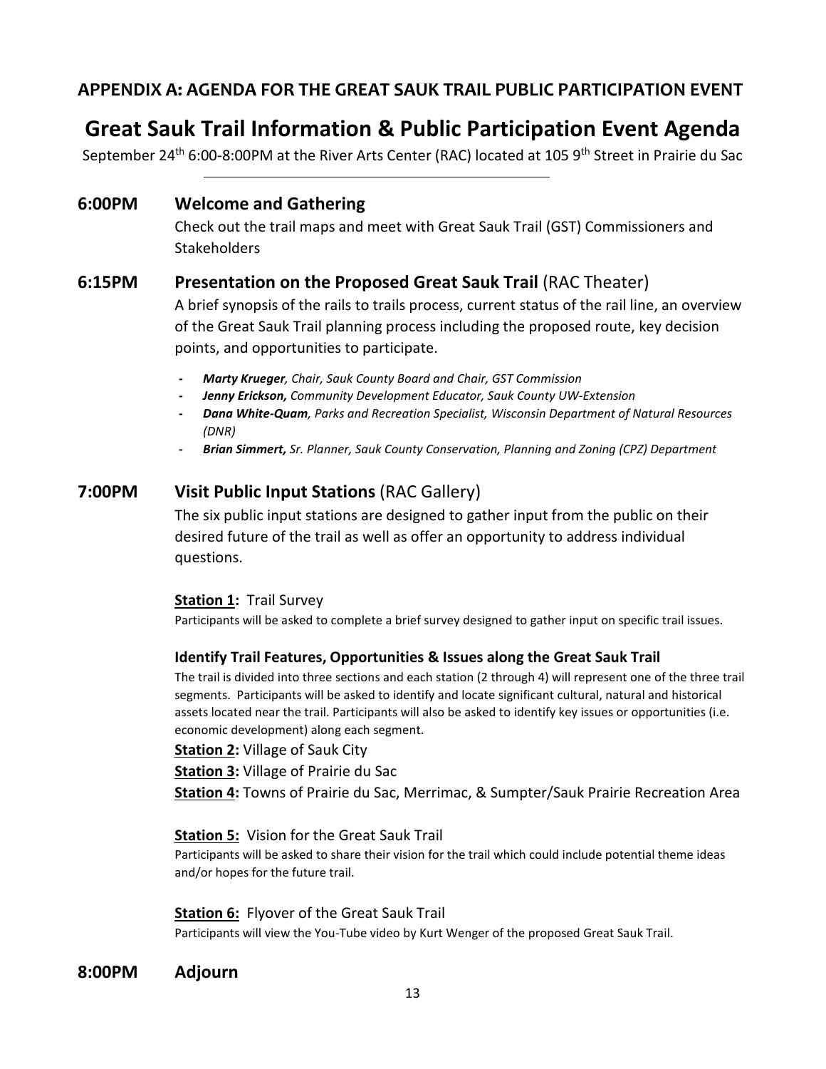## APPENDIX A: AGENDA FOR THE GREAT SAUK TRAIL PUBLIC PARTICIPATION EVENT

# Great Sauk Trail Information & Public Participation Event Agenda

September 24th 6:00-8:00PM at the River Arts Center (RAC) located at 105 9th Street in Prairie du Sac

---

### 6:00PM Welcome and Gathering

Check out the trail maps and meet with Great Sauk Trail (GST) Commissioners and Stakeholders

### 6:15PM Presentation on the Proposed Great Sauk Trail (RAC Theater)

A brief synopsis of the rails to trails process, current status of the rail line, an overview of the Great Sauk Trail planning process including the proposed route, key decision points, and opportunities to participate.

- ***Marty Krueger****, Chair, Sauk County Board and Chair, GST Commission*
- ***Jenny Erickson,*** *Community Development Educator, Sauk County UW-Extension*
- ***Dana White-Quam****, Parks and Recreation Specialist, Wisconsin Department of Natural Resources (DNR)*
- ***Brian Simmert,*** *Sr. Planner, Sauk County Conservation, Planning and Zoning (CPZ) Department*

### 7:00PM Visit Public Input Stations (RAC Gallery)

The six public input stations are designed to gather input from the public on their desired future of the trail as well as offer an opportunity to address individual questions.

**Station 1:** Trail Survey

Participants will be asked to complete a brief survey designed to gather input on specific trail issues.

**Identify Trail Features, Opportunities & Issues along the Great Sauk Trail**

The trail is divided into three sections and each station (2 through 4) will represent one of the three trail segments. Participants will be asked to identify and locate significant cultural, natural and historical assets located near the trail. Participants will also be asked to identify key issues or opportunities (i.e. economic development) along each segment.

**Station 2:** Village of Sauk City

**Station 3:** Village of Prairie du Sac

**Station 4:** Towns of Prairie du Sac, Merrimac, & Sumpter/Sauk Prairie Recreation Area

**Station 5:** Vision for the Great Sauk Trail

Participants will be asked to share their vision for the trail which could include potential theme ideas and/or hopes for the future trail.

**Station 6:** Flyover of the Great Sauk Trail

Participants will view the You-Tube video by Kurt Wenger of the proposed Great Sauk Trail.

### 8:00PM Adjourn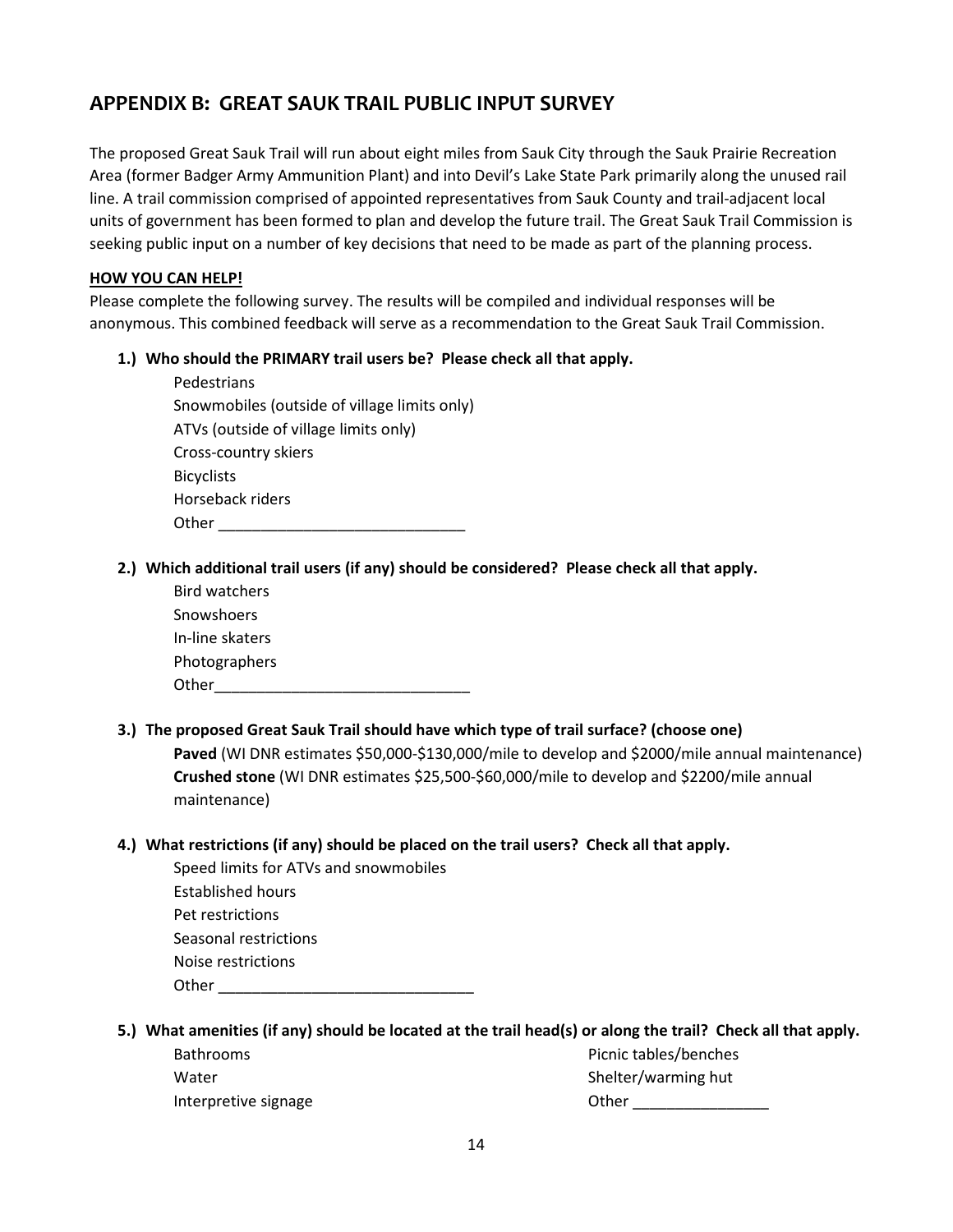## APPENDIX B: GREAT SAUK TRAIL PUBLIC INPUT SURVEY

The proposed Great Sauk Trail will run about eight miles from Sauk City through the Sauk Prairie Recreation Area (former Badger Army Ammunition Plant) and into Devil's Lake State Park primarily along the unused rail line. A trail commission comprised of appointed representatives from Sauk County and trail-adjacent local units of government has been formed to plan and develop the future trail. The Great Sauk Trail Commission is seeking public input on a number of key decisions that need to be made as part of the planning process.

**HOW YOU CAN HELP!**

Please complete the following survey. The results will be compiled and individual responses will be anonymous. This combined feedback will serve as a recommendation to the Great Sauk Trail Commission.

**1.) Who should the PRIMARY trail users be? Please check all that apply.**

- Pedestrians
- Snowmobiles (outside of village limits only)
- ATVs (outside of village limits only)
- Cross-country skiers
- Bicyclists
- Horseback riders
- Other ______________________________

**2.) Which additional trail users (if any) should be considered? Please check all that apply.**

- Bird watchers
- Snowshoers
- In-line skaters
- Photographers
- Other______________________________

**3.) The proposed Great Sauk Trail should have which type of trail surface? (choose one)**

- **Paved** (WI DNR estimates $50,000-$130,000/mile to develop and $2000/mile annual maintenance)
- **Crushed stone** (WI DNR estimates $25,500-$60,000/mile to develop and $2200/mile annual maintenance)

**4.) What restrictions (if any) should be placed on the trail users? Check all that apply.**

- Speed limits for ATVs and snowmobiles
- Established hours
- Pet restrictions
- Seasonal restrictions
- Noise restrictions
- Other ______________________________

**5.) What amenities (if any) should be located at the trail head(s) or along the trail? Check all that apply.**

- Bathrooms
- Water
- Interpretive signage
- Picnic tables/benches
- Shelter/warming hut
- Other ________________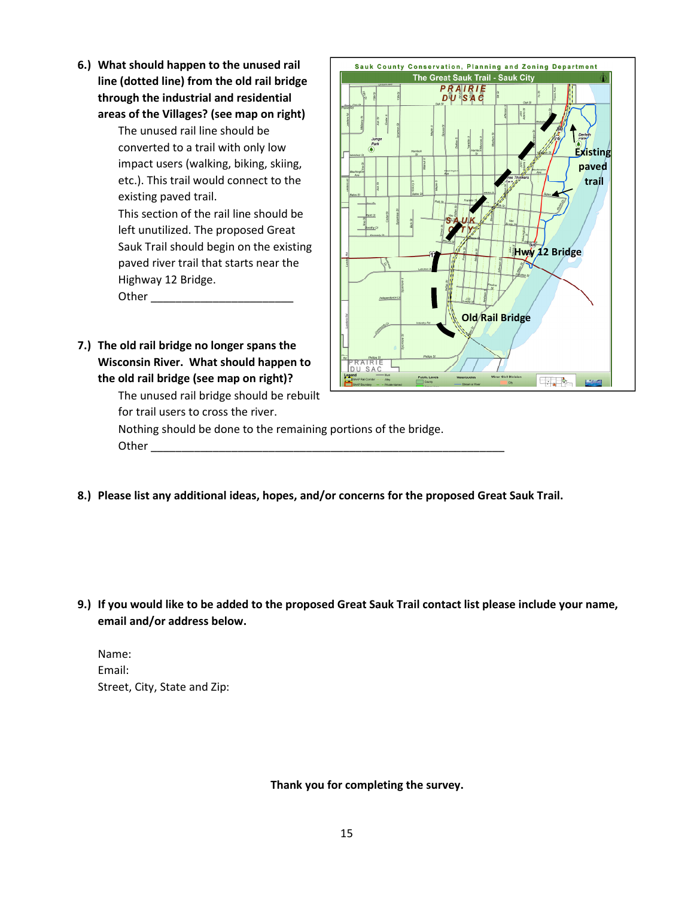**6.) What should happen to the unused rail line (dotted line) from the old rail bridge through the industrial and residential areas of the Villages? (see map on right)**

The unused rail line should be converted to a trail with only low impact users (walking, biking, skiing, etc.). This trail would connect to the existing paved trail.

This section of the rail line should be left unutilized. The proposed Great Sauk Trail should begin on the existing paved river trail that starts near the Highway 12 Bridge.

Other ________________________

**7.) The old rail bridge no longer spans the Wisconsin River. What should happen to the old rail bridge (see map on right)?**

The unused rail bridge should be rebuilt for trail users to cross the river.

Nothing should be done to the remaining portions of the bridge.

Other ____________________________________________________________

**8.) Please list any additional ideas, hopes, and/or concerns for the proposed Great Sauk Trail.**

**9.) If you would like to be added to the proposed Great Sauk Trail contact list please include your name, email and/or address below.**

Name:

Email:

Street, City, State and Zip:

**Thank you for completing the survey.**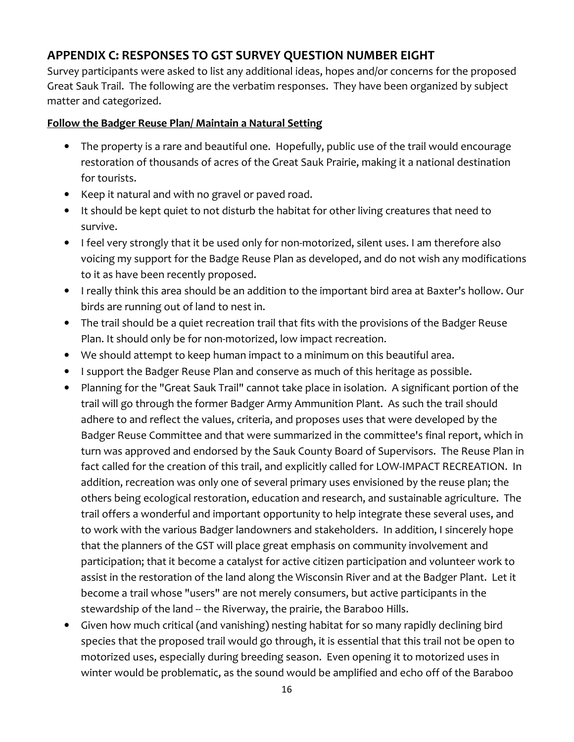## APPENDIX C: RESPONSES TO GST SURVEY QUESTION NUMBER EIGHT

Survey participants were asked to list any additional ideas, hopes and/or concerns for the proposed Great Sauk Trail. The following are the verbatim responses. They have been organized by subject matter and categorized.

**Follow the Badger Reuse Plan/ Maintain a Natural Setting**

- The property is a rare and beautiful one. Hopefully, public use of the trail would encourage restoration of thousands of acres of the Great Sauk Prairie, making it a national destination for tourists.
- Keep it natural and with no gravel or paved road.
- It should be kept quiet to not disturb the habitat for other living creatures that need to survive.
- I feel very strongly that it be used only for non-motorized, silent uses. I am therefore also voicing my support for the Badge Reuse Plan as developed, and do not wish any modifications to it as have been recently proposed.
- I really think this area should be an addition to the important bird area at Baxter's hollow. Our birds are running out of land to nest in.
- The trail should be a quiet recreation trail that fits with the provisions of the Badger Reuse Plan. It should only be for non-motorized, low impact recreation.
- We should attempt to keep human impact to a minimum on this beautiful area.
- I support the Badger Reuse Plan and conserve as much of this heritage as possible.
- Planning for the "Great Sauk Trail" cannot take place in isolation. A significant portion of the trail will go through the former Badger Army Ammunition Plant. As such the trail should adhere to and reflect the values, criteria, and proposes uses that were developed by the Badger Reuse Committee and that were summarized in the committee's final report, which in turn was approved and endorsed by the Sauk County Board of Supervisors. The Reuse Plan in fact called for the creation of this trail, and explicitly called for LOW-IMPACT RECREATION. In addition, recreation was only one of several primary uses envisioned by the reuse plan; the others being ecological restoration, education and research, and sustainable agriculture. The trail offers a wonderful and important opportunity to help integrate these several uses, and to work with the various Badger landowners and stakeholders. In addition, I sincerely hope that the planners of the GST will place great emphasis on community involvement and participation; that it become a catalyst for active citizen participation and volunteer work to assist in the restoration of the land along the Wisconsin River and at the Badger Plant. Let it become a trail whose "users" are not merely consumers, but active participants in the stewardship of the land -- the Riverway, the prairie, the Baraboo Hills.
- Given how much critical (and vanishing) nesting habitat for so many rapidly declining bird species that the proposed trail would go through, it is essential that this trail not be open to motorized uses, especially during breeding season. Even opening it to motorized uses in winter would be problematic, as the sound would be amplified and echo off of the Baraboo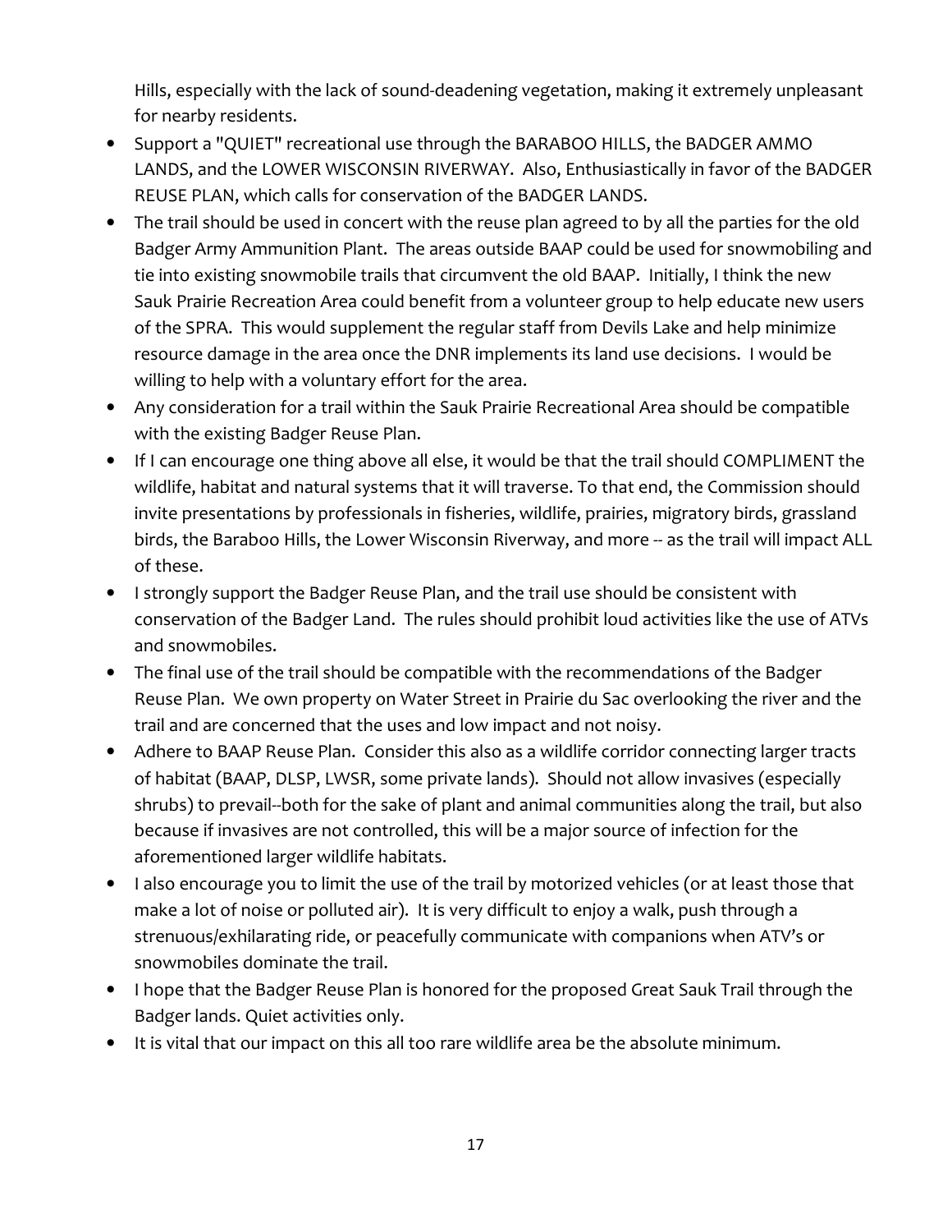Hills, especially with the lack of sound-deadening vegetation, making it extremely unpleasant for nearby residents.

- Support a "QUIET" recreational use through the BARABOO HILLS, the BADGER AMMO LANDS, and the LOWER WISCONSIN RIVERWAY. Also, Enthusiastically in favor of the BADGER REUSE PLAN, which calls for conservation of the BADGER LANDS.
- The trail should be used in concert with the reuse plan agreed to by all the parties for the old Badger Army Ammunition Plant. The areas outside BAAP could be used for snowmobiling and tie into existing snowmobile trails that circumvent the old BAAP. Initially, I think the new Sauk Prairie Recreation Area could benefit from a volunteer group to help educate new users of the SPRA. This would supplement the regular staff from Devils Lake and help minimize resource damage in the area once the DNR implements its land use decisions. I would be willing to help with a voluntary effort for the area.
- Any consideration for a trail within the Sauk Prairie Recreational Area should be compatible with the existing Badger Reuse Plan.
- If I can encourage one thing above all else, it would be that the trail should COMPLIMENT the wildlife, habitat and natural systems that it will traverse. To that end, the Commission should invite presentations by professionals in fisheries, wildlife, prairies, migratory birds, grassland birds, the Baraboo Hills, the Lower Wisconsin Riverway, and more -- as the trail will impact ALL of these.
- I strongly support the Badger Reuse Plan, and the trail use should be consistent with conservation of the Badger Land. The rules should prohibit loud activities like the use of ATVs and snowmobiles.
- The final use of the trail should be compatible with the recommendations of the Badger Reuse Plan. We own property on Water Street in Prairie du Sac overlooking the river and the trail and are concerned that the uses and low impact and not noisy.
- Adhere to BAAP Reuse Plan. Consider this also as a wildlife corridor connecting larger tracts of habitat (BAAP, DLSP, LWSR, some private lands). Should not allow invasives (especially shrubs) to prevail--both for the sake of plant and animal communities along the trail, but also because if invasives are not controlled, this will be a major source of infection for the aforementioned larger wildlife habitats.
- I also encourage you to limit the use of the trail by motorized vehicles (or at least those that make a lot of noise or polluted air). It is very difficult to enjoy a walk, push through a strenuous/exhilarating ride, or peacefully communicate with companions when ATV's or snowmobiles dominate the trail.
- I hope that the Badger Reuse Plan is honored for the proposed Great Sauk Trail through the Badger lands. Quiet activities only.
- It is vital that our impact on this all too rare wildlife area be the absolute minimum.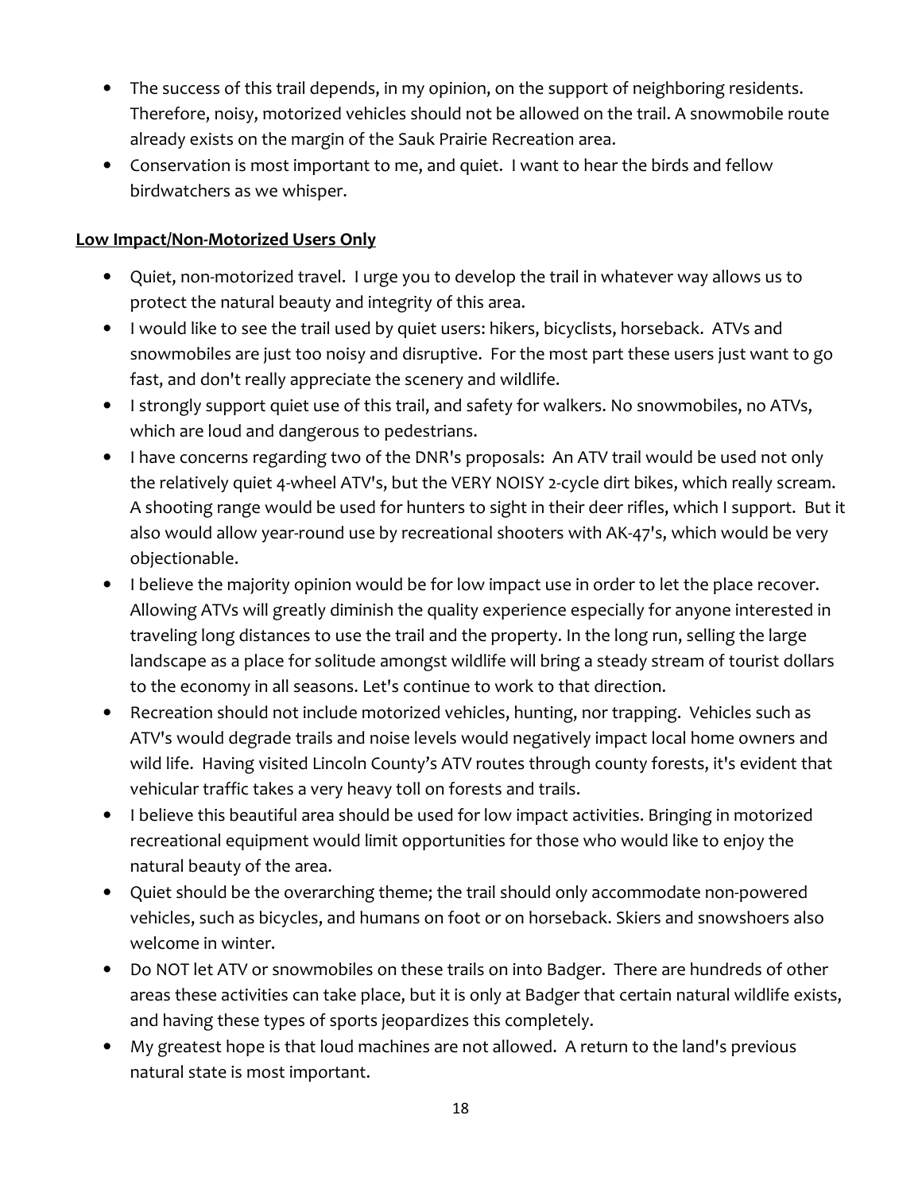- The success of this trail depends, in my opinion, on the support of neighboring residents. Therefore, noisy, motorized vehicles should not be allowed on the trail. A snowmobile route already exists on the margin of the Sauk Prairie Recreation area.
- Conservation is most important to me, and quiet. I want to hear the birds and fellow birdwatchers as we whisper.

**Low Impact/Non-Motorized Users Only**

- Quiet, non-motorized travel. I urge you to develop the trail in whatever way allows us to protect the natural beauty and integrity of this area.
- I would like to see the trail used by quiet users: hikers, bicyclists, horseback. ATVs and snowmobiles are just too noisy and disruptive. For the most part these users just want to go fast, and don't really appreciate the scenery and wildlife.
- I strongly support quiet use of this trail, and safety for walkers. No snowmobiles, no ATVs, which are loud and dangerous to pedestrians.
- I have concerns regarding two of the DNR's proposals: An ATV trail would be used not only the relatively quiet 4-wheel ATV's, but the VERY NOISY 2-cycle dirt bikes, which really scream. A shooting range would be used for hunters to sight in their deer rifles, which I support. But it also would allow year-round use by recreational shooters with AK-47's, which would be very objectionable.
- I believe the majority opinion would be for low impact use in order to let the place recover. Allowing ATVs will greatly diminish the quality experience especially for anyone interested in traveling long distances to use the trail and the property. In the long run, selling the large landscape as a place for solitude amongst wildlife will bring a steady stream of tourist dollars to the economy in all seasons. Let's continue to work to that direction.
- Recreation should not include motorized vehicles, hunting, nor trapping. Vehicles such as ATV's would degrade trails and noise levels would negatively impact local home owners and wild life. Having visited Lincoln County's ATV routes through county forests, it's evident that vehicular traffic takes a very heavy toll on forests and trails.
- I believe this beautiful area should be used for low impact activities. Bringing in motorized recreational equipment would limit opportunities for those who would like to enjoy the natural beauty of the area.
- Quiet should be the overarching theme; the trail should only accommodate non-powered vehicles, such as bicycles, and humans on foot or on horseback. Skiers and snowshoers also welcome in winter.
- Do NOT let ATV or snowmobiles on these trails on into Badger. There are hundreds of other areas these activities can take place, but it is only at Badger that certain natural wildlife exists, and having these types of sports jeopardizes this completely.
- My greatest hope is that loud machines are not allowed. A return to the land's previous natural state is most important.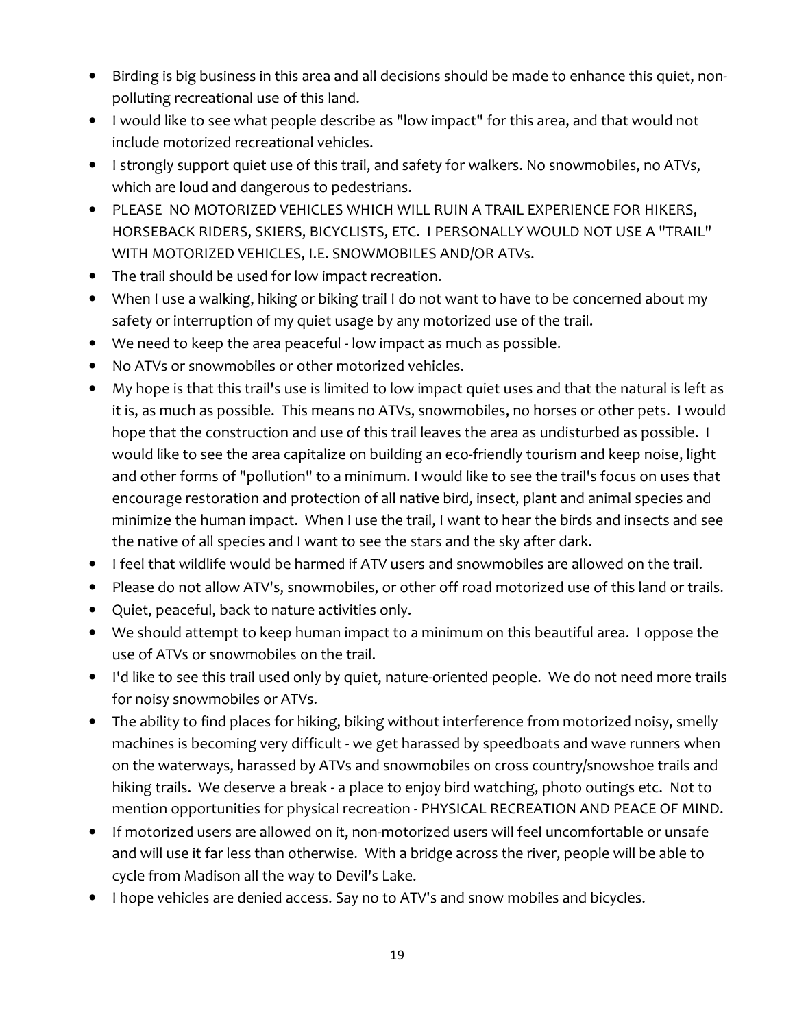- Birding is big business in this area and all decisions should be made to enhance this quiet, non-polluting recreational use of this land.
- I would like to see what people describe as "low impact" for this area, and that would not include motorized recreational vehicles.
- I strongly support quiet use of this trail, and safety for walkers. No snowmobiles, no ATVs, which are loud and dangerous to pedestrians.
- PLEASE NO MOTORIZED VEHICLES WHICH WILL RUIN A TRAIL EXPERIENCE FOR HIKERS, HORSEBACK RIDERS, SKIERS, BICYCLISTS, ETC. I PERSONALLY WOULD NOT USE A "TRAIL" WITH MOTORIZED VEHICLES, I.E. SNOWMOBILES AND/OR ATVs.
- The trail should be used for low impact recreation.
- When I use a walking, hiking or biking trail I do not want to have to be concerned about my safety or interruption of my quiet usage by any motorized use of the trail.
- We need to keep the area peaceful - low impact as much as possible.
- No ATVs or snowmobiles or other motorized vehicles.
- My hope is that this trail's use is limited to low impact quiet uses and that the natural is left as it is, as much as possible. This means no ATVs, snowmobiles, no horses or other pets. I would hope that the construction and use of this trail leaves the area as undisturbed as possible. I would like to see the area capitalize on building an eco-friendly tourism and keep noise, light and other forms of "pollution" to a minimum. I would like to see the trail's focus on uses that encourage restoration and protection of all native bird, insect, plant and animal species and minimize the human impact. When I use the trail, I want to hear the birds and insects and see the native of all species and I want to see the stars and the sky after dark.
- I feel that wildlife would be harmed if ATV users and snowmobiles are allowed on the trail.
- Please do not allow ATV's, snowmobiles, or other off road motorized use of this land or trails.
- Quiet, peaceful, back to nature activities only.
- We should attempt to keep human impact to a minimum on this beautiful area. I oppose the use of ATVs or snowmobiles on the trail.
- I'd like to see this trail used only by quiet, nature-oriented people. We do not need more trails for noisy snowmobiles or ATVs.
- The ability to find places for hiking, biking without interference from motorized noisy, smelly machines is becoming very difficult - we get harassed by speedboats and wave runners when on the waterways, harassed by ATVs and snowmobiles on cross country/snowshoe trails and hiking trails. We deserve a break - a place to enjoy bird watching, photo outings etc. Not to mention opportunities for physical recreation - PHYSICAL RECREATION AND PEACE OF MIND.
- If motorized users are allowed on it, non-motorized users will feel uncomfortable or unsafe and will use it far less than otherwise. With a bridge across the river, people will be able to cycle from Madison all the way to Devil's Lake.
- I hope vehicles are denied access. Say no to ATV's and snow mobiles and bicycles.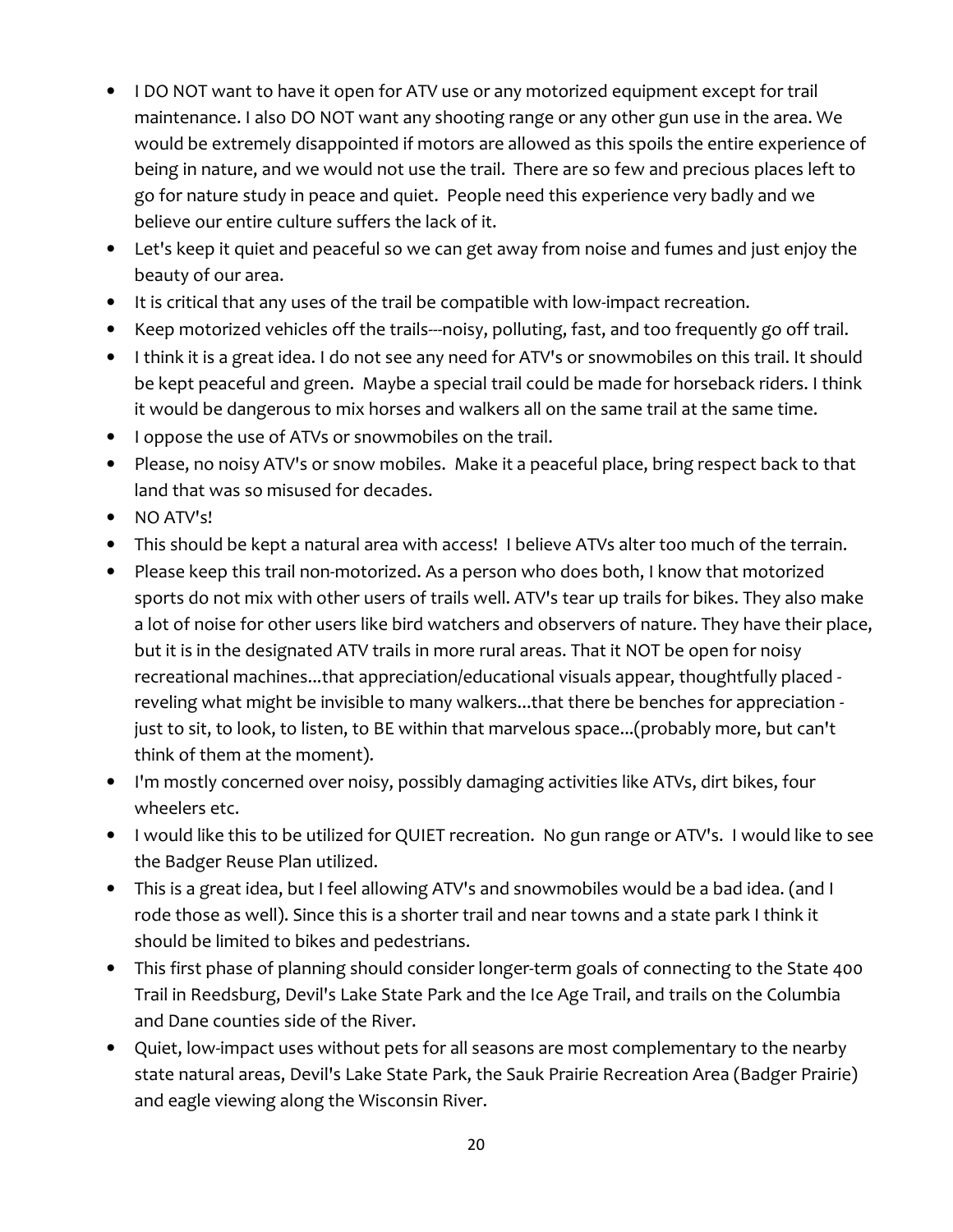- I DO NOT want to have it open for ATV use or any motorized equipment except for trail maintenance. I also DO NOT want any shooting range or any other gun use in the area. We would be extremely disappointed if motors are allowed as this spoils the entire experience of being in nature, and we would not use the trail. There are so few and precious places left to go for nature study in peace and quiet. People need this experience very badly and we believe our entire culture suffers the lack of it.
- Let's keep it quiet and peaceful so we can get away from noise and fumes and just enjoy the beauty of our area.
- It is critical that any uses of the trail be compatible with low-impact recreation.
- Keep motorized vehicles off the trails---noisy, polluting, fast, and too frequently go off trail.
- I think it is a great idea. I do not see any need for ATV's or snowmobiles on this trail. It should be kept peaceful and green. Maybe a special trail could be made for horseback riders. I think it would be dangerous to mix horses and walkers all on the same trail at the same time.
- I oppose the use of ATVs or snowmobiles on the trail.
- Please, no noisy ATV's or snow mobiles. Make it a peaceful place, bring respect back to that land that was so misused for decades.
- NO ATV's!
- This should be kept a natural area with access! I believe ATVs alter too much of the terrain.
- Please keep this trail non-motorized. As a person who does both, I know that motorized sports do not mix with other users of trails well. ATV's tear up trails for bikes. They also make a lot of noise for other users like bird watchers and observers of nature. They have their place, but it is in the designated ATV trails in more rural areas. That it NOT be open for noisy recreational machines...that appreciation/educational visuals appear, thoughtfully placed - reveling what might be invisible to many walkers...that there be benches for appreciation - just to sit, to look, to listen, to BE within that marvelous space...(probably more, but can't think of them at the moment).
- I'm mostly concerned over noisy, possibly damaging activities like ATVs, dirt bikes, four wheelers etc.
- I would like this to be utilized for QUIET recreation. No gun range or ATV's. I would like to see the Badger Reuse Plan utilized.
- This is a great idea, but I feel allowing ATV's and snowmobiles would be a bad idea. (and I rode those as well). Since this is a shorter trail and near towns and a state park I think it should be limited to bikes and pedestrians.
- This first phase of planning should consider longer-term goals of connecting to the State 400 Trail in Reedsburg, Devil's Lake State Park and the Ice Age Trail, and trails on the Columbia and Dane counties side of the River.
- Quiet, low-impact uses without pets for all seasons are most complementary to the nearby state natural areas, Devil's Lake State Park, the Sauk Prairie Recreation Area (Badger Prairie) and eagle viewing along the Wisconsin River.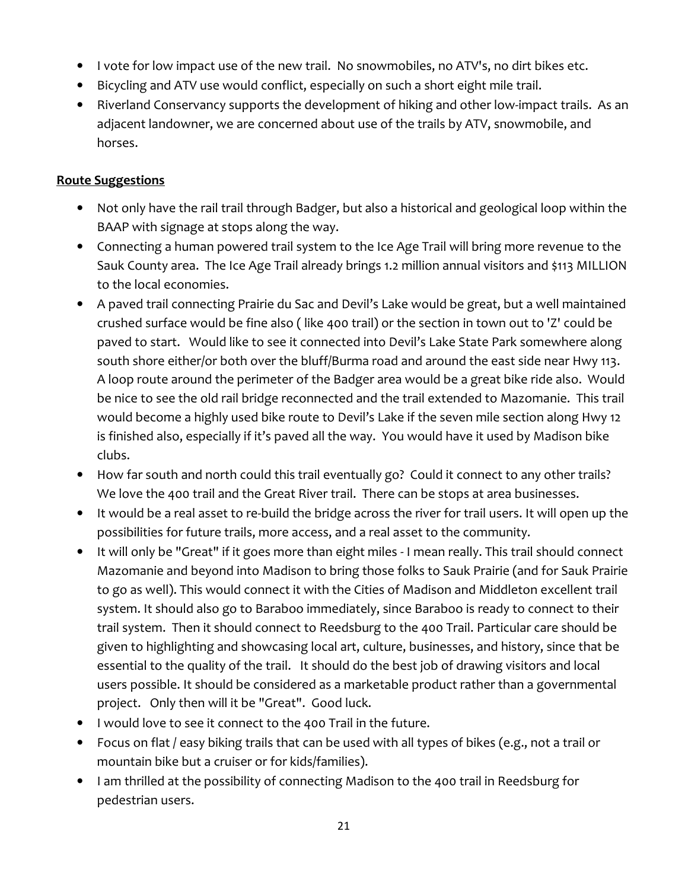- I vote for low impact use of the new trail. No snowmobiles, no ATV's, no dirt bikes etc.
- Bicycling and ATV use would conflict, especially on such a short eight mile trail.
- Riverland Conservancy supports the development of hiking and other low-impact trails. As an adjacent landowner, we are concerned about use of the trails by ATV, snowmobile, and horses.

**Route Suggestions**

- Not only have the rail trail through Badger, but also a historical and geological loop within the BAAP with signage at stops along the way.
- Connecting a human powered trail system to the Ice Age Trail will bring more revenue to the Sauk County area. The Ice Age Trail already brings 1.2 million annual visitors and $113 MILLION to the local economies.
- A paved trail connecting Prairie du Sac and Devil's Lake would be great, but a well maintained crushed surface would be fine also ( like 400 trail) or the section in town out to 'Z' could be paved to start. Would like to see it connected into Devil's Lake State Park somewhere along south shore either/or both over the bluff/Burma road and around the east side near Hwy 113. A loop route around the perimeter of the Badger area would be a great bike ride also. Would be nice to see the old rail bridge reconnected and the trail extended to Mazomanie. This trail would become a highly used bike route to Devil's Lake if the seven mile section along Hwy 12 is finished also, especially if it's paved all the way. You would have it used by Madison bike clubs.
- How far south and north could this trail eventually go? Could it connect to any other trails? We love the 400 trail and the Great River trail. There can be stops at area businesses.
- It would be a real asset to re-build the bridge across the river for trail users. It will open up the possibilities for future trails, more access, and a real asset to the community.
- It will only be "Great" if it goes more than eight miles - I mean really. This trail should connect Mazomanie and beyond into Madison to bring those folks to Sauk Prairie (and for Sauk Prairie to go as well). This would connect it with the Cities of Madison and Middleton excellent trail system. It should also go to Baraboo immediately, since Baraboo is ready to connect to their trail system. Then it should connect to Reedsburg to the 400 Trail. Particular care should be given to highlighting and showcasing local art, culture, businesses, and history, since that be essential to the quality of the trail. It should do the best job of drawing visitors and local users possible. It should be considered as a marketable product rather than a governmental project. Only then will it be "Great". Good luck.
- I would love to see it connect to the 400 Trail in the future.
- Focus on flat / easy biking trails that can be used with all types of bikes (e.g., not a trail or mountain bike but a cruiser or for kids/families).
- I am thrilled at the possibility of connecting Madison to the 400 trail in Reedsburg for pedestrian users.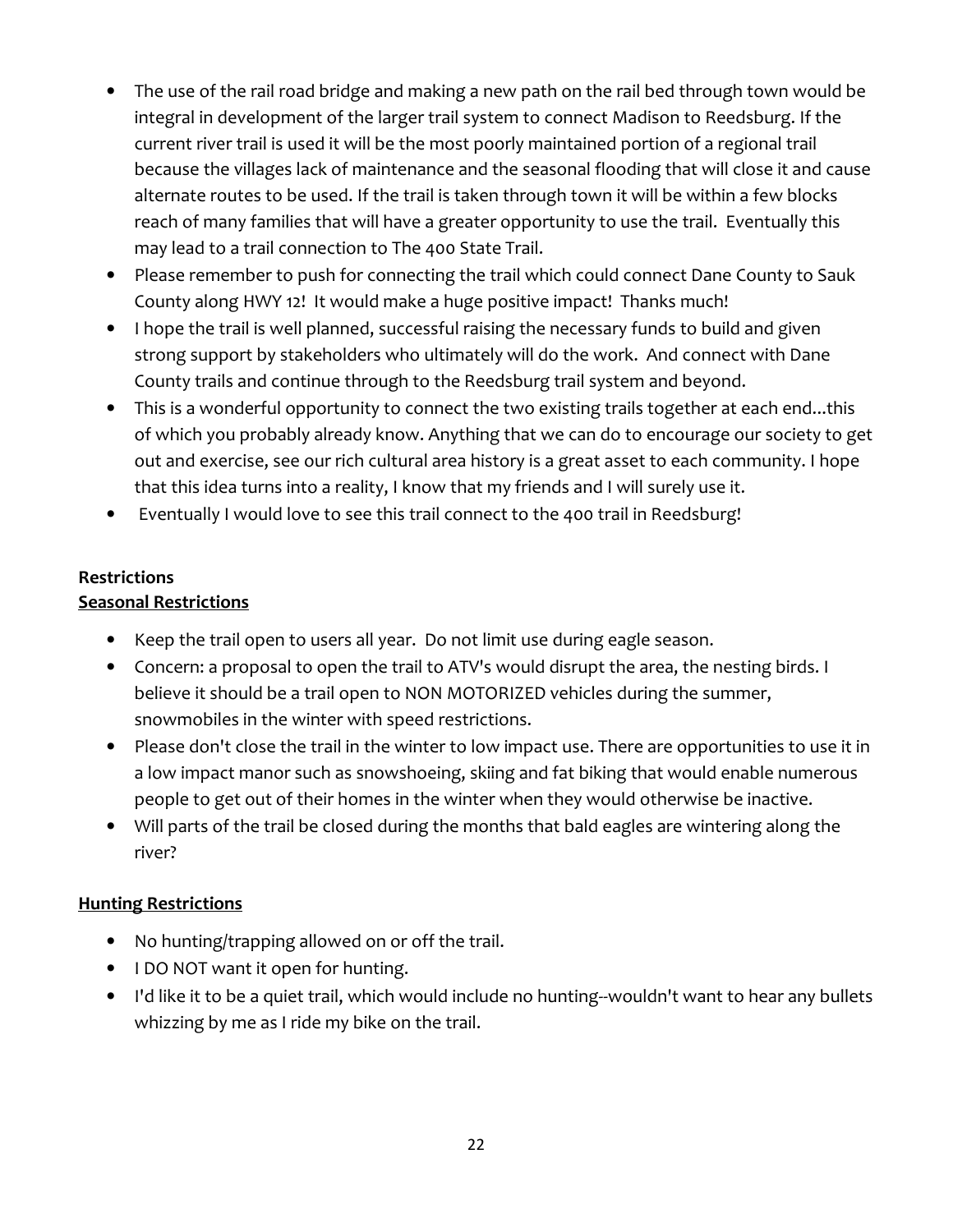- The use of the rail road bridge and making a new path on the rail bed through town would be integral in development of the larger trail system to connect Madison to Reedsburg. If the current river trail is used it will be the most poorly maintained portion of a regional trail because the villages lack of maintenance and the seasonal flooding that will close it and cause alternate routes to be used. If the trail is taken through town it will be within a few blocks reach of many families that will have a greater opportunity to use the trail. Eventually this may lead to a trail connection to The 400 State Trail.
- Please remember to push for connecting the trail which could connect Dane County to Sauk County along HWY 12! It would make a huge positive impact! Thanks much!
- I hope the trail is well planned, successful raising the necessary funds to build and given strong support by stakeholders who ultimately will do the work. And connect with Dane County trails and continue through to the Reedsburg trail system and beyond.
- This is a wonderful opportunity to connect the two existing trails together at each end...this of which you probably already know. Anything that we can do to encourage our society to get out and exercise, see our rich cultural area history is a great asset to each community. I hope that this idea turns into a reality, I know that my friends and I will surely use it.
- Eventually I would love to see this trail connect to the 400 trail in Reedsburg!

**Restrictions**

**Seasonal Restrictions**

- Keep the trail open to users all year. Do not limit use during eagle season.
- Concern: a proposal to open the trail to ATV's would disrupt the area, the nesting birds. I believe it should be a trail open to NON MOTORIZED vehicles during the summer, snowmobiles in the winter with speed restrictions.
- Please don't close the trail in the winter to low impact use. There are opportunities to use it in a low impact manor such as snowshoeing, skiing and fat biking that would enable numerous people to get out of their homes in the winter when they would otherwise be inactive.
- Will parts of the trail be closed during the months that bald eagles are wintering along the river?

**Hunting Restrictions**

- No hunting/trapping allowed on or off the trail.
- I DO NOT want it open for hunting.
- I'd like it to be a quiet trail, which would include no hunting--wouldn't want to hear any bullets whizzing by me as I ride my bike on the trail.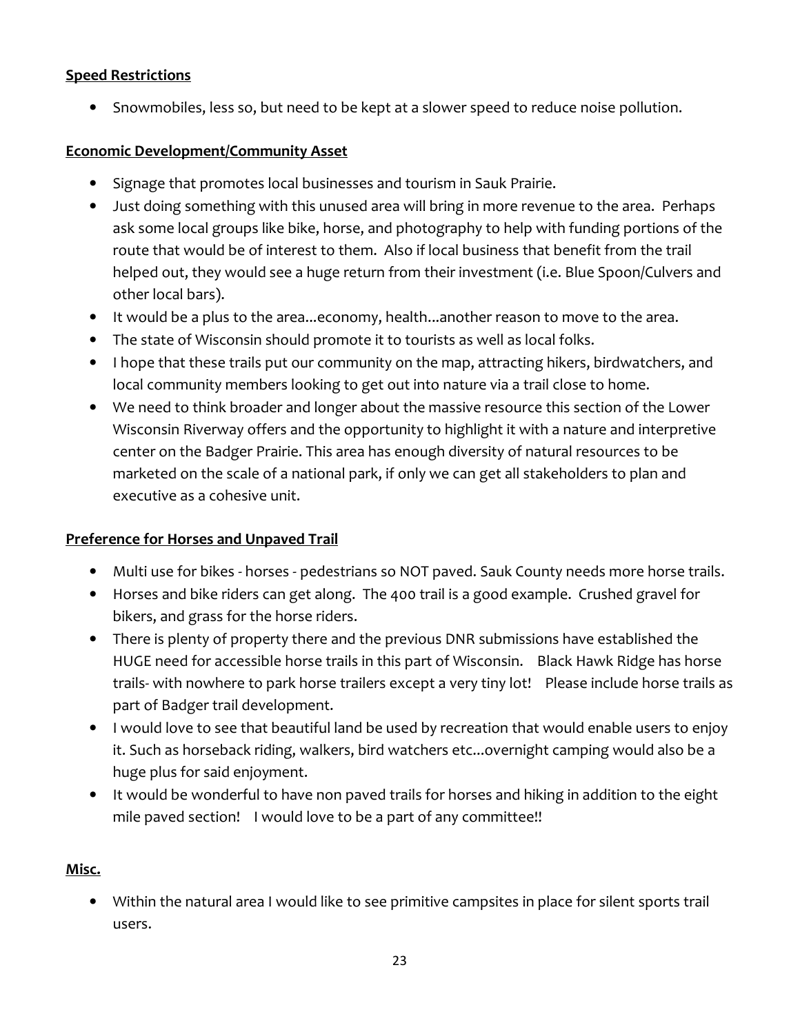**Speed Restrictions**

- Snowmobiles, less so, but need to be kept at a slower speed to reduce noise pollution.

**Economic Development/Community Asset**

- Signage that promotes local businesses and tourism in Sauk Prairie.
- Just doing something with this unused area will bring in more revenue to the area. Perhaps ask some local groups like bike, horse, and photography to help with funding portions of the route that would be of interest to them. Also if local business that benefit from the trail helped out, they would see a huge return from their investment (i.e. Blue Spoon/Culvers and other local bars).
- It would be a plus to the area...economy, health...another reason to move to the area.
- The state of Wisconsin should promote it to tourists as well as local folks.
- I hope that these trails put our community on the map, attracting hikers, birdwatchers, and local community members looking to get out into nature via a trail close to home.
- We need to think broader and longer about the massive resource this section of the Lower Wisconsin Riverway offers and the opportunity to highlight it with a nature and interpretive center on the Badger Prairie. This area has enough diversity of natural resources to be marketed on the scale of a national park, if only we can get all stakeholders to plan and executive as a cohesive unit.

**Preference for Horses and Unpaved Trail**

- Multi use for bikes - horses - pedestrians so NOT paved. Sauk County needs more horse trails.
- Horses and bike riders can get along. The 400 trail is a good example. Crushed gravel for bikers, and grass for the horse riders.
- There is plenty of property there and the previous DNR submissions have established the HUGE need for accessible horse trails in this part of Wisconsin. Black Hawk Ridge has horse trails- with nowhere to park horse trailers except a very tiny lot! Please include horse trails as part of Badger trail development.
- I would love to see that beautiful land be used by recreation that would enable users to enjoy it. Such as horseback riding, walkers, bird watchers etc...overnight camping would also be a huge plus for said enjoyment.
- It would be wonderful to have non paved trails for horses and hiking in addition to the eight mile paved section! I would love to be a part of any committee!!

**Misc.**

- Within the natural area I would like to see primitive campsites in place for silent sports trail users.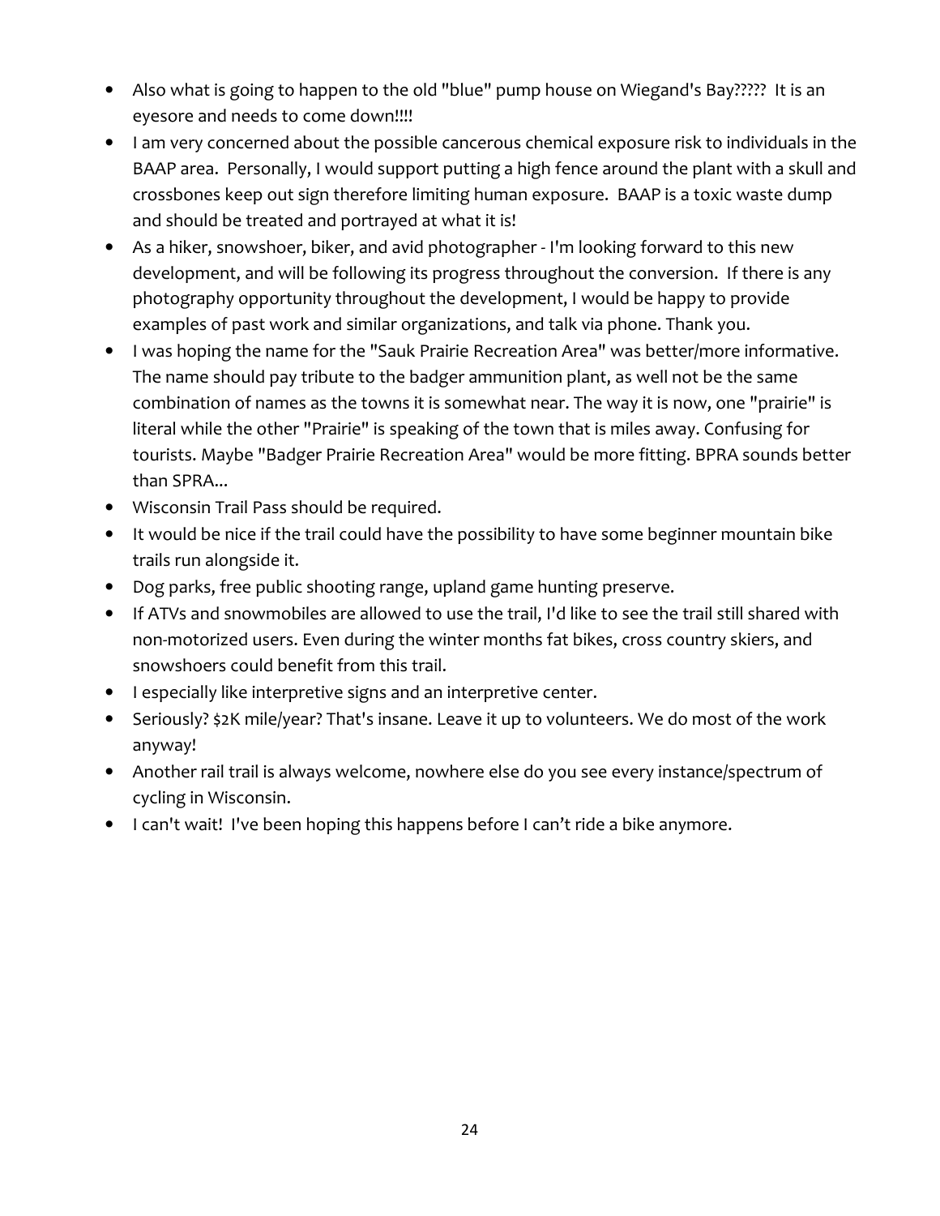- Also what is going to happen to the old "blue" pump house on Wiegand's Bay????? It is an eyesore and needs to come down!!!!
- I am very concerned about the possible cancerous chemical exposure risk to individuals in the BAAP area. Personally, I would support putting a high fence around the plant with a skull and crossbones keep out sign therefore limiting human exposure. BAAP is a toxic waste dump and should be treated and portrayed at what it is!
- As a hiker, snowshoer, biker, and avid photographer - I'm looking forward to this new development, and will be following its progress throughout the conversion. If there is any photography opportunity throughout the development, I would be happy to provide examples of past work and similar organizations, and talk via phone. Thank you.
- I was hoping the name for the "Sauk Prairie Recreation Area" was better/more informative. The name should pay tribute to the badger ammunition plant, as well not be the same combination of names as the towns it is somewhat near. The way it is now, one "prairie" is literal while the other "Prairie" is speaking of the town that is miles away. Confusing for tourists. Maybe "Badger Prairie Recreation Area" would be more fitting. BPRA sounds better than SPRA...
- Wisconsin Trail Pass should be required.
- It would be nice if the trail could have the possibility to have some beginner mountain bike trails run alongside it.
- Dog parks, free public shooting range, upland game hunting preserve.
- If ATVs and snowmobiles are allowed to use the trail, I'd like to see the trail still shared with non-motorized users. Even during the winter months fat bikes, cross country skiers, and snowshoers could benefit from this trail.
- I especially like interpretive signs and an interpretive center.
- Seriously? $2K mile/year? That's insane. Leave it up to volunteers. We do most of the work anyway!
- Another rail trail is always welcome, nowhere else do you see every instance/spectrum of cycling in Wisconsin.
- I can't wait! I've been hoping this happens before I can't ride a bike anymore.